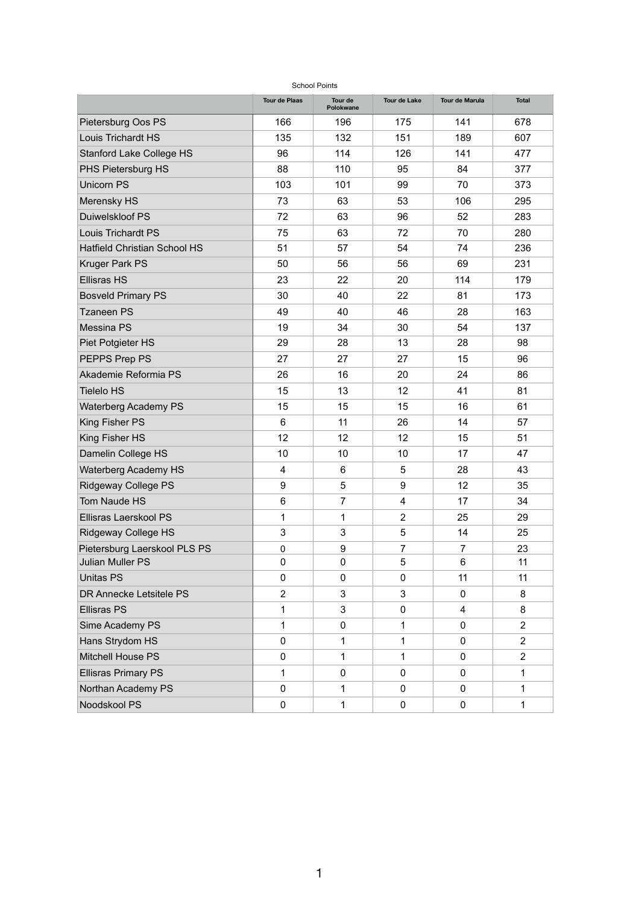School Points

| | Tour de Plaas | Tour de Polokwane | Tour de Lake | Tour de Marula | Total |
|---|---|---|---|---|---|
| Pietersburg Oos PS | 166 | 196 | 175 | 141 | 678 |
| Louis Trichardt HS | 135 | 132 | 151 | 189 | 607 |
| Stanford Lake College HS | 96 | 114 | 126 | 141 | 477 |
| PHS Pietersburg HS | 88 | 110 | 95 | 84 | 377 |
| Unicorn PS | 103 | 101 | 99 | 70 | 373 |
| Merensky HS | 73 | 63 | 53 | 106 | 295 |
| Duiwelskloof PS | 72 | 63 | 96 | 52 | 283 |
| Louis Trichardt PS | 75 | 63 | 72 | 70 | 280 |
| Hatfield Christian School HS | 51 | 57 | 54 | 74 | 236 |
| Kruger Park PS | 50 | 56 | 56 | 69 | 231 |
| Ellisras HS | 23 | 22 | 20 | 114 | 179 |
| Bosveld Primary PS | 30 | 40 | 22 | 81 | 173 |
| Tzaneen PS | 49 | 40 | 46 | 28 | 163 |
| Messina PS | 19 | 34 | 30 | 54 | 137 |
| Piet Potgieter HS | 29 | 28 | 13 | 28 | 98 |
| PEPPS Prep PS | 27 | 27 | 27 | 15 | 96 |
| Akademie Reformia PS | 26 | 16 | 20 | 24 | 86 |
| Tielelo HS | 15 | 13 | 12 | 41 | 81 |
| Waterberg Academy PS | 15 | 15 | 15 | 16 | 61 |
| King Fisher PS | 6 | 11 | 26 | 14 | 57 |
| King Fisher HS | 12 | 12 | 12 | 15 | 51 |
| Damelin College HS | 10 | 10 | 10 | 17 | 47 |
| Waterberg Academy HS | 4 | 6 | 5 | 28 | 43 |
| Ridgeway College PS | 9 | 5 | 9 | 12 | 35 |
| Tom Naude HS | 6 | 7 | 4 | 17 | 34 |
| Ellisras Laerskool PS | 1 | 1 | 2 | 25 | 29 |
| Ridgeway College HS | 3 | 3 | 5 | 14 | 25 |
| Pietersburg Laerskool PLS PS | 0 | 9 | 7 | 7 | 23 |
| Julian Muller PS | 0 | 0 | 5 | 6 | 11 |
| Unitas PS | 0 | 0 | 0 | 11 | 11 |
| DR Annecke Letsitele PS | 2 | 3 | 3 | 0 | 8 |
| Ellisras PS | 1 | 3 | 0 | 4 | 8 |
| Sime Academy PS | 1 | 0 | 1 | 0 | 2 |
| Hans Strydom HS | 0 | 1 | 1 | 0 | 2 |
| Mitchell House PS | 0 | 1 | 1 | 0 | 2 |
| Ellisras Primary PS | 1 | 0 | 0 | 0 | 1 |
| Northan Academy PS | 0 | 1 | 0 | 0 | 1 |
| Noodskool PS | 0 | 1 | 0 | 0 | 1 |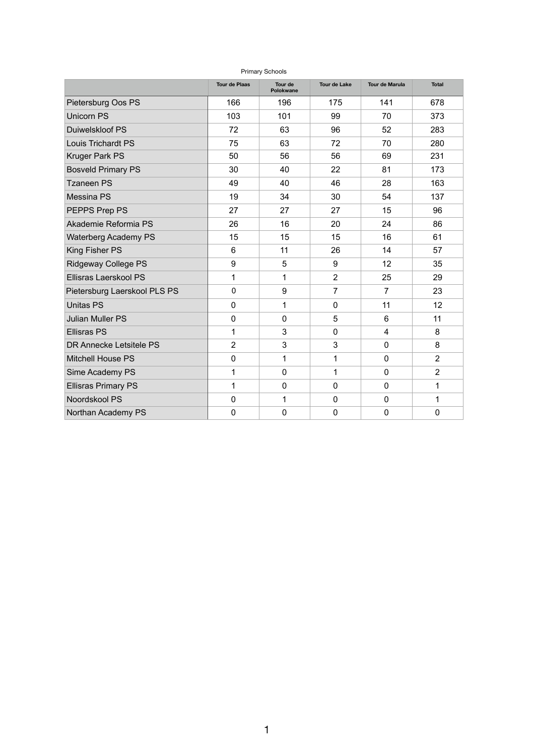Primary Schools

| | Tour de Plaas | Tour de Polokwane | Tour de Lake | Tour de Marula | Total |
|---|---|---|---|---|---|
| Pietersburg Oos PS | 166 | 196 | 175 | 141 | 678 |
| Unicorn PS | 103 | 101 | 99 | 70 | 373 |
| Duiwelskloof PS | 72 | 63 | 96 | 52 | 283 |
| Louis Trichardt PS | 75 | 63 | 72 | 70 | 280 |
| Kruger Park PS | 50 | 56 | 56 | 69 | 231 |
| Bosveld Primary PS | 30 | 40 | 22 | 81 | 173 |
| Tzaneen PS | 49 | 40 | 46 | 28 | 163 |
| Messina PS | 19 | 34 | 30 | 54 | 137 |
| PEPPS Prep PS | 27 | 27 | 27 | 15 | 96 |
| Akademie Reformia PS | 26 | 16 | 20 | 24 | 86 |
| Waterberg Academy PS | 15 | 15 | 15 | 16 | 61 |
| King Fisher PS | 6 | 11 | 26 | 14 | 57 |
| Ridgeway College PS | 9 | 5 | 9 | 12 | 35 |
| Ellisras Laerskool PS | 1 | 1 | 2 | 25 | 29 |
| Pietersburg Laerskool PLS PS | 0 | 9 | 7 | 7 | 23 |
| Unitas PS | 0 | 1 | 0 | 11 | 12 |
| Julian Muller PS | 0 | 0 | 5 | 6 | 11 |
| Ellisras PS | 1 | 3 | 0 | 4 | 8 |
| DR Annecke Letsitele PS | 2 | 3 | 3 | 0 | 8 |
| Mitchell House PS | 0 | 1 | 1 | 0 | 2 |
| Sime Academy PS | 1 | 0 | 1 | 0 | 2 |
| Ellisras Primary PS | 1 | 0 | 0 | 0 | 1 |
| Noordskool PS | 0 | 1 | 0 | 0 | 1 |
| Northan Academy PS | 0 | 0 | 0 | 0 | 0 |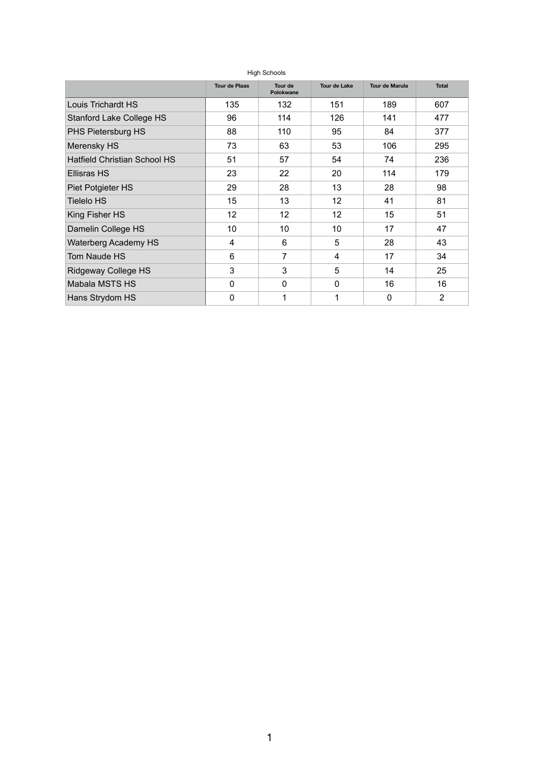High Schools

| | Tour de Plaas | Tour de Polokwane | Tour de Lake | Tour de Marula | Total |
|---|---|---|---|---|---|
| Louis Trichardt HS | 135 | 132 | 151 | 189 | 607 |
| Stanford Lake College HS | 96 | 114 | 126 | 141 | 477 |
| PHS Pietersburg HS | 88 | 110 | 95 | 84 | 377 |
| Merensky HS | 73 | 63 | 53 | 106 | 295 |
| Hatfield Christian School HS | 51 | 57 | 54 | 74 | 236 |
| Ellisras HS | 23 | 22 | 20 | 114 | 179 |
| Piet Potgieter HS | 29 | 28 | 13 | 28 | 98 |
| Tielelo HS | 15 | 13 | 12 | 41 | 81 |
| King Fisher HS | 12 | 12 | 12 | 15 | 51 |
| Damelin College HS | 10 | 10 | 10 | 17 | 47 |
| Waterberg Academy HS | 4 | 6 | 5 | 28 | 43 |
| Tom Naude HS | 6 | 7 | 4 | 17 | 34 |
| Ridgeway College HS | 3 | 3 | 5 | 14 | 25 |
| Mabala MSTS HS | 0 | 0 | 0 | 16 | 16 |
| Hans Strydom HS | 0 | 1 | 1 | 0 | 2 |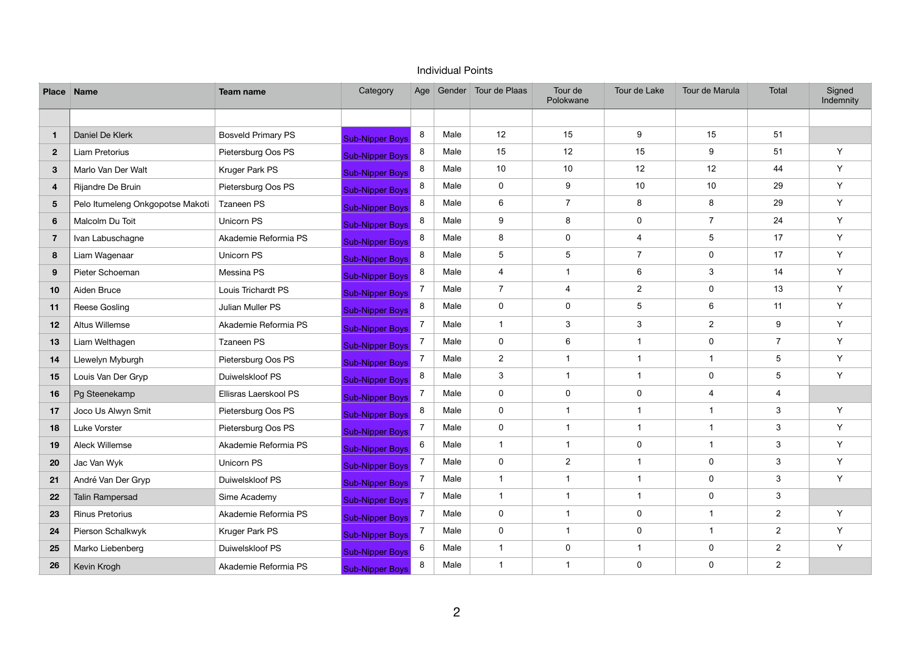Individual Points

| Place | Name | Team name | Category | Age | Gender | Tour de Plaas | Tour de Polokwane | Tour de Lake | Tour de Marula | Total | Signed Indemnity |
|---|---|---|---|---|---|---|---|---|---|---|---|
| | | | | | | | | | | | |
| 1 | Daniel De Klerk | Bosveld Primary PS | Sub-Nipper Boys | 8 | Male | 12 | 15 | 9 | 15 | 51 | |
| 2 | Liam Pretorius | Pietersburg Oos PS | Sub-Nipper Boys | 8 | Male | 15 | 12 | 15 | 9 | 51 | Y |
| 3 | Marlo Van Der Walt | Kruger Park PS | Sub-Nipper Boys | 8 | Male | 10 | 10 | 12 | 12 | 44 | Y |
| 4 | Rijandre De Bruin | Pietersburg Oos PS | Sub-Nipper Boys | 8 | Male | 0 | 9 | 10 | 10 | 29 | Y |
| 5 | Pelo Itumeleng Onkgopotse Makoti | Tzaneen PS | Sub-Nipper Boys | 8 | Male | 6 | 7 | 8 | 8 | 29 | Y |
| 6 | Malcolm Du Toit | Unicorn PS | Sub-Nipper Boys | 8 | Male | 9 | 8 | 0 | 7 | 24 | Y |
| 7 | Ivan Labuschagne | Akademie Reformia PS | Sub-Nipper Boys | 8 | Male | 8 | 0 | 4 | 5 | 17 | Y |
| 8 | Liam Wagenaar | Unicorn PS | Sub-Nipper Boys | 8 | Male | 5 | 5 | 7 | 0 | 17 | Y |
| 9 | Pieter Schoeman | Messina PS | Sub-Nipper Boys | 8 | Male | 4 | 1 | 6 | 3 | 14 | Y |
| 10 | Aiden Bruce | Louis Trichardt PS | Sub-Nipper Boys | 7 | Male | 7 | 4 | 2 | 0 | 13 | Y |
| 11 | Reese Gosling | Julian Muller PS | Sub-Nipper Boys | 8 | Male | 0 | 0 | 5 | 6 | 11 | Y |
| 12 | Altus Willemse | Akademie Reformia PS | Sub-Nipper Boys | 7 | Male | 1 | 3 | 3 | 2 | 9 | Y |
| 13 | Liam Welthagen | Tzaneen PS | Sub-Nipper Boys | 7 | Male | 0 | 6 | 1 | 0 | 7 | Y |
| 14 | Llewelyn Myburgh | Pietersburg Oos PS | Sub-Nipper Boys | 7 | Male | 2 | 1 | 1 | 1 | 5 | Y |
| 15 | Louis Van Der Gryp | Duiwelskloof PS | Sub-Nipper Boys | 8 | Male | 3 | 1 | 1 | 0 | 5 | Y |
| 16 | Pg Steenekamp | Ellisras Laerskool PS | Sub-Nipper Boys | 7 | Male | 0 | 0 | 0 | 4 | 4 | |
| 17 | Joco Us Alwyn Smit | Pietersburg Oos PS | Sub-Nipper Boys | 8 | Male | 0 | 1 | 1 | 1 | 3 | Y |
| 18 | Luke Vorster | Pietersburg Oos PS | Sub-Nipper Boys | 7 | Male | 0 | 1 | 1 | 1 | 3 | Y |
| 19 | Aleck Willemse | Akademie Reformia PS | Sub-Nipper Boys | 6 | Male | 1 | 1 | 0 | 1 | 3 | Y |
| 20 | Jac Van Wyk | Unicorn PS | Sub-Nipper Boys | 7 | Male | 0 | 2 | 1 | 0 | 3 | Y |
| 21 | André Van Der Gryp | Duiwelskloof PS | Sub-Nipper Boys | 7 | Male | 1 | 1 | 1 | 0 | 3 | Y |
| 22 | Talin Rampersad | Sime Academy | Sub-Nipper Boys | 7 | Male | 1 | 1 | 1 | 0 | 3 | |
| 23 | Rinus Pretorius | Akademie Reformia PS | Sub-Nipper Boys | 7 | Male | 0 | 1 | 0 | 1 | 2 | Y |
| 24 | Pierson Schalkwyk | Kruger Park PS | Sub-Nipper Boys | 7 | Male | 0 | 1 | 0 | 1 | 2 | Y |
| 25 | Marko Liebenberg | Duiwelskloof PS | Sub-Nipper Boys | 6 | Male | 1 | 0 | 1 | 0 | 2 | Y |
| 26 | Kevin Krogh | Akademie Reformia PS | Sub-Nipper Boys | 8 | Male | 1 | 1 | 0 | 0 | 2 | |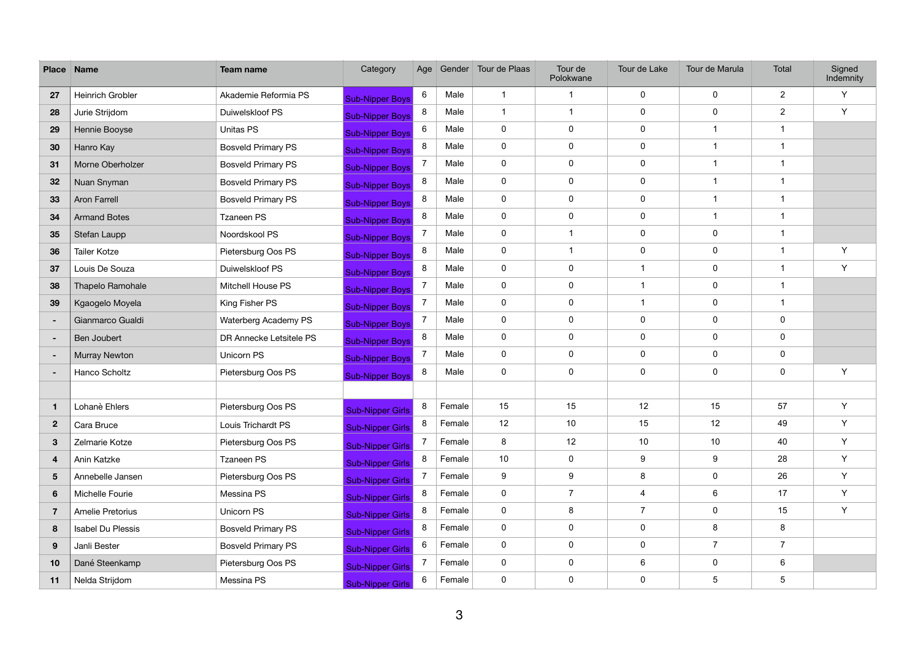| Place | Name | Team name | Category | Age | Gender | Tour de Plaas | Tour de Polokwane | Tour de Lake | Tour de Marula | Total | Signed Indemnity |
|---|---|---|---|---|---|---|---|---|---|---|---|
| 27 | Heinrich Grobler | Akademie Reformia PS | Sub-Nipper Boys | 6 | Male | 1 | 1 | 0 | 0 | 2 | Y |
| 28 | Jurie Strijdom | Duiwelskloof PS | Sub-Nipper Boys | 8 | Male | 1 | 1 | 0 | 0 | 2 | Y |
| 29 | Hennie Booyse | Unitas PS | Sub-Nipper Boys | 6 | Male | 0 | 0 | 0 | 1 | 1 | |
| 30 | Hanro Kay | Bosveld Primary PS | Sub-Nipper Boys | 8 | Male | 0 | 0 | 0 | 1 | 1 | |
| 31 | Morne Oberholzer | Bosveld Primary PS | Sub-Nipper Boys | 7 | Male | 0 | 0 | 0 | 1 | 1 | |
| 32 | Nuan Snyman | Bosveld Primary PS | Sub-Nipper Boys | 8 | Male | 0 | 0 | 0 | 1 | 1 | |
| 33 | Aron Farrell | Bosveld Primary PS | Sub-Nipper Boys | 8 | Male | 0 | 0 | 0 | 1 | 1 | |
| 34 | Armand Botes | Tzaneen PS | Sub-Nipper Boys | 8 | Male | 0 | 0 | 0 | 1 | 1 | |
| 35 | Stefan Laupp | Noordskool PS | Sub-Nipper Boys | 7 | Male | 0 | 1 | 0 | 0 | 1 | |
| 36 | Tailer Kotze | Pietersburg Oos PS | Sub-Nipper Boys | 8 | Male | 0 | 1 | 0 | 0 | 1 | Y |
| 37 | Louis De Souza | Duiwelskloof PS | Sub-Nipper Boys | 8 | Male | 0 | 0 | 1 | 0 | 1 | Y |
| 38 | Thapelo Ramohale | Mitchell House PS | Sub-Nipper Boys | 7 | Male | 0 | 0 | 1 | 0 | 1 | |
| 39 | Kgaogelo Moyela | King Fisher PS | Sub-Nipper Boys | 7 | Male | 0 | 0 | 1 | 0 | 1 | |
| - | Gianmarco Gualdi | Waterberg Academy PS | Sub-Nipper Boys | 7 | Male | 0 | 0 | 0 | 0 | 0 | |
| - | Ben Joubert | DR Annecke Letsitele PS | Sub-Nipper Boys | 8 | Male | 0 | 0 | 0 | 0 | 0 | |
| - | Murray Newton | Unicorn PS | Sub-Nipper Boys | 7 | Male | 0 | 0 | 0 | 0 | 0 | |
| - | Hanco Scholtz | Pietersburg Oos PS | Sub-Nipper Boys | 8 | Male | 0 | 0 | 0 | 0 | 0 | Y |
| | | | | | | | | | | | |
| 1 | Lohanè Ehlers | Pietersburg Oos PS | Sub-Nipper Girls | 8 | Female | 15 | 15 | 12 | 15 | 57 | Y |
| 2 | Cara Bruce | Louis Trichardt PS | Sub-Nipper Girls | 8 | Female | 12 | 10 | 15 | 12 | 49 | Y |
| 3 | Zelmarie Kotze | Pietersburg Oos PS | Sub-Nipper Girls | 7 | Female | 8 | 12 | 10 | 10 | 40 | Y |
| 4 | Anin Katzke | Tzaneen PS | Sub-Nipper Girls | 8 | Female | 10 | 0 | 9 | 9 | 28 | Y |
| 5 | Annebelle Jansen | Pietersburg Oos PS | Sub-Nipper Girls | 7 | Female | 9 | 9 | 8 | 0 | 26 | Y |
| 6 | Michelle Fourie | Messina PS | Sub-Nipper Girls | 8 | Female | 0 | 7 | 4 | 6 | 17 | Y |
| 7 | Amelie Pretorius | Unicorn PS | Sub-Nipper Girls | 8 | Female | 0 | 8 | 7 | 0 | 15 | Y |
| 8 | Isabel Du Plessis | Bosveld Primary PS | Sub-Nipper Girls | 8 | Female | 0 | 0 | 0 | 8 | 8 | |
| 9 | Janli Bester | Bosveld Primary PS | Sub-Nipper Girls | 6 | Female | 0 | 0 | 0 | 7 | 7 | |
| 10 | Dané Steenkamp | Pietersburg Oos PS | Sub-Nipper Girls | 7 | Female | 0 | 0 | 6 | 0 | 6 | |
| 11 | Nelda Strijdom | Messina PS | Sub-Nipper Girls | 6 | Female | 0 | 0 | 0 | 5 | 5 | |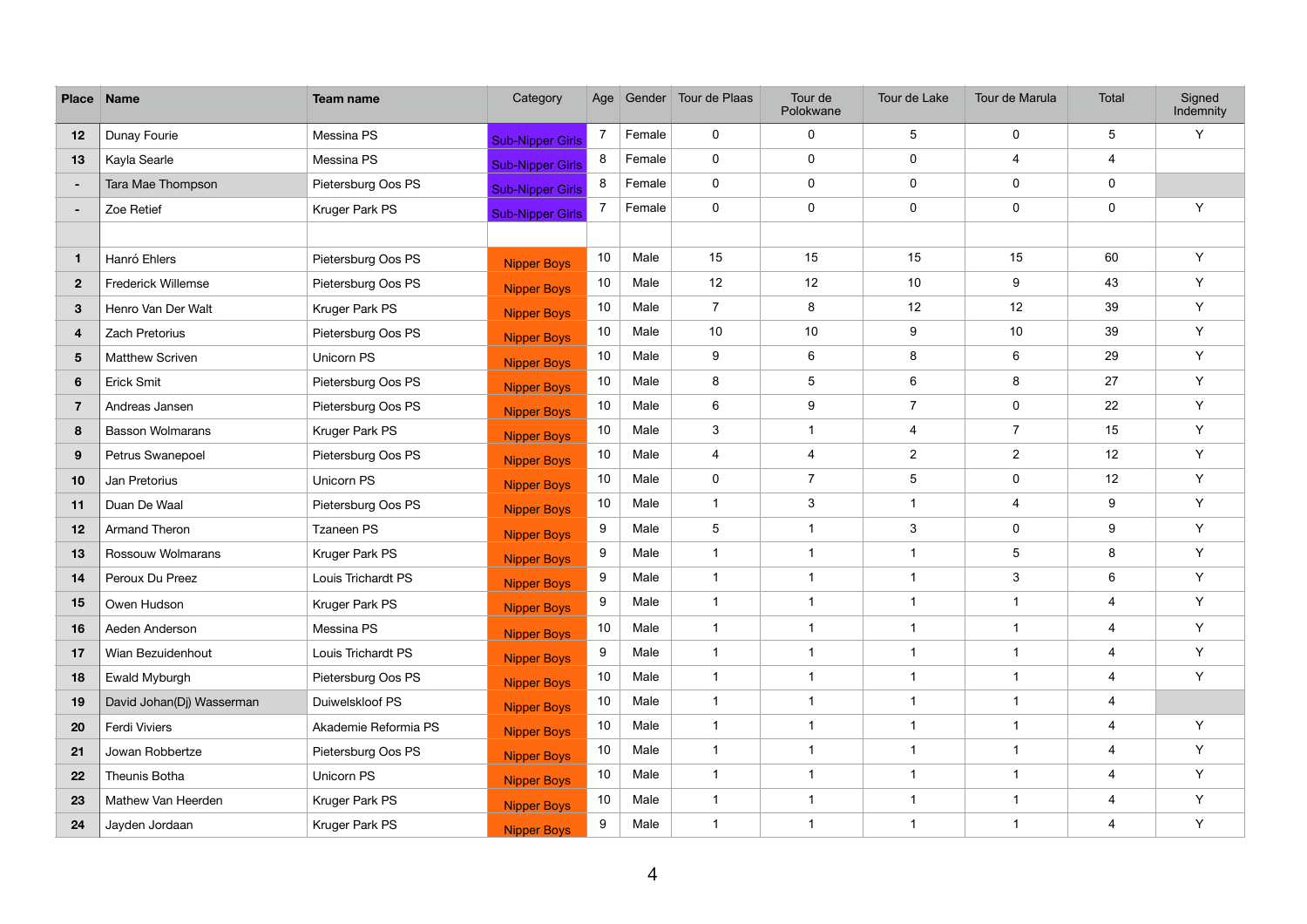| Place | Name | Team name | Category | Age | Gender | Tour de Plaas | Tour de Polokwane | Tour de Lake | Tour de Marula | Total | Signed Indemnity |
|---|---|---|---|---|---|---|---|---|---|---|---|
| 12 | Dunay Fourie | Messina PS | Sub-Nipper Girls | 7 | Female | 0 | 0 | 5 | 0 | 5 | Y |
| 13 | Kayla Searle | Messina PS | Sub-Nipper Girls | 8 | Female | 0 | 0 | 0 | 4 | 4 | |
| - | Tara Mae Thompson | Pietersburg Oos PS | Sub-Nipper Girls | 8 | Female | 0 | 0 | 0 | 0 | 0 | |
| - | Zoe Retief | Kruger Park PS | Sub-Nipper Girls | 7 | Female | 0 | 0 | 0 | 0 | 0 | Y |
| | | | | | | | | | | | |
| 1 | Hanró Ehlers | Pietersburg Oos PS | Nipper Boys | 10 | Male | 15 | 15 | 15 | 15 | 60 | Y |
| 2 | Frederick Willemse | Pietersburg Oos PS | Nipper Boys | 10 | Male | 12 | 12 | 10 | 9 | 43 | Y |
| 3 | Henro Van Der Walt | Kruger Park PS | Nipper Boys | 10 | Male | 7 | 8 | 12 | 12 | 39 | Y |
| 4 | Zach Pretorius | Pietersburg Oos PS | Nipper Boys | 10 | Male | 10 | 10 | 9 | 10 | 39 | Y |
| 5 | Matthew Scriven | Unicorn PS | Nipper Boys | 10 | Male | 9 | 6 | 8 | 6 | 29 | Y |
| 6 | Erick Smit | Pietersburg Oos PS | Nipper Boys | 10 | Male | 8 | 5 | 6 | 8 | 27 | Y |
| 7 | Andreas Jansen | Pietersburg Oos PS | Nipper Boys | 10 | Male | 6 | 9 | 7 | 0 | 22 | Y |
| 8 | Basson Wolmarans | Kruger Park PS | Nipper Boys | 10 | Male | 3 | 1 | 4 | 7 | 15 | Y |
| 9 | Petrus Swanepoel | Pietersburg Oos PS | Nipper Boys | 10 | Male | 4 | 4 | 2 | 2 | 12 | Y |
| 10 | Jan Pretorius | Unicorn PS | Nipper Boys | 10 | Male | 0 | 7 | 5 | 0 | 12 | Y |
| 11 | Duan De Waal | Pietersburg Oos PS | Nipper Boys | 10 | Male | 1 | 3 | 1 | 4 | 9 | Y |
| 12 | Armand Theron | Tzaneen PS | Nipper Boys | 9 | Male | 5 | 1 | 3 | 0 | 9 | Y |
| 13 | Rossouw Wolmarans | Kruger Park PS | Nipper Boys | 9 | Male | 1 | 1 | 1 | 5 | 8 | Y |
| 14 | Peroux Du Preez | Louis Trichardt PS | Nipper Boys | 9 | Male | 1 | 1 | 1 | 3 | 6 | Y |
| 15 | Owen Hudson | Kruger Park PS | Nipper Boys | 9 | Male | 1 | 1 | 1 | 1 | 4 | Y |
| 16 | Aeden Anderson | Messina PS | Nipper Boys | 10 | Male | 1 | 1 | 1 | 1 | 4 | Y |
| 17 | Wian Bezuidenhout | Louis Trichardt PS | Nipper Boys | 9 | Male | 1 | 1 | 1 | 1 | 4 | Y |
| 18 | Ewald Myburgh | Pietersburg Oos PS | Nipper Boys | 10 | Male | 1 | 1 | 1 | 1 | 4 | Y |
| 19 | David Johan(Dj) Wasserman | Duiwelskloof PS | Nipper Boys | 10 | Male | 1 | 1 | 1 | 1 | 4 | |
| 20 | Ferdi Viviers | Akademie Reformia PS | Nipper Boys | 10 | Male | 1 | 1 | 1 | 1 | 4 | Y |
| 21 | Jowan Robbertze | Pietersburg Oos PS | Nipper Boys | 10 | Male | 1 | 1 | 1 | 1 | 4 | Y |
| 22 | Theunis Botha | Unicorn PS | Nipper Boys | 10 | Male | 1 | 1 | 1 | 1 | 4 | Y |
| 23 | Mathew Van Heerden | Kruger Park PS | Nipper Boys | 10 | Male | 1 | 1 | 1 | 1 | 4 | Y |
| 24 | Jayden Jordaan | Kruger Park PS | Nipper Boys | 9 | Male | 1 | 1 | 1 | 1 | 4 | Y |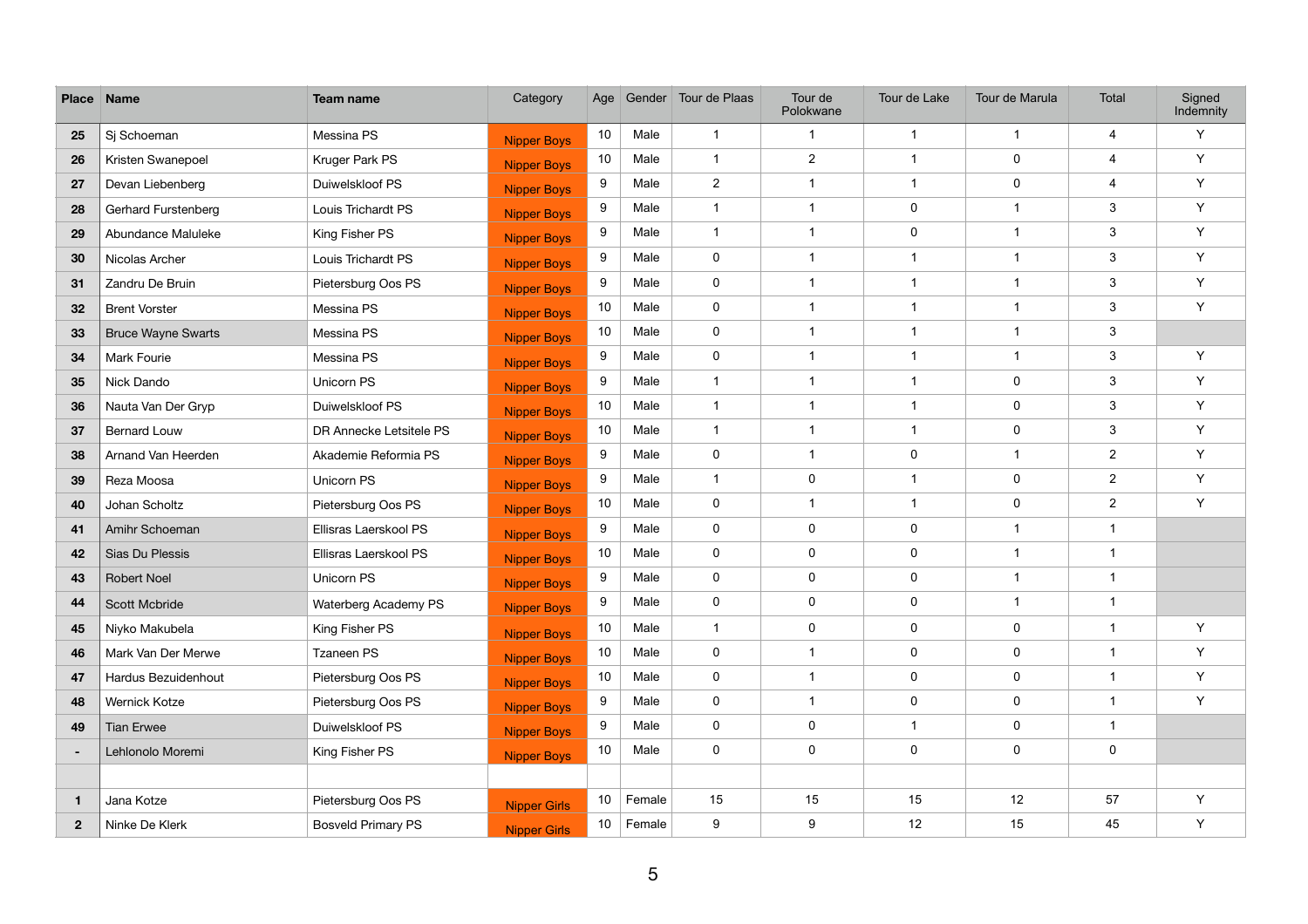| Place | Name | Team name | Category | Age | Gender | Tour de Plaas | Tour de Polokwane | Tour de Lake | Tour de Marula | Total | Signed Indemnity |
|---|---|---|---|---|---|---|---|---|---|---|---|
| 25 | Sj Schoeman | Messina PS | Nipper Boys | 10 | Male | 1 | 1 | 1 | 1 | 4 | Y |
| 26 | Kristen Swanepoel | Kruger Park PS | Nipper Boys | 10 | Male | 1 | 2 | 1 | 0 | 4 | Y |
| 27 | Devan Liebenberg | Duiwelskloof PS | Nipper Boys | 9 | Male | 2 | 1 | 1 | 0 | 4 | Y |
| 28 | Gerhard Furstenberg | Louis Trichardt PS | Nipper Boys | 9 | Male | 1 | 1 | 0 | 1 | 3 | Y |
| 29 | Abundance Maluleke | King Fisher PS | Nipper Boys | 9 | Male | 1 | 1 | 0 | 1 | 3 | Y |
| 30 | Nicolas Archer | Louis Trichardt PS | Nipper Boys | 9 | Male | 0 | 1 | 1 | 1 | 3 | Y |
| 31 | Zandru De Bruin | Pietersburg Oos PS | Nipper Boys | 9 | Male | 0 | 1 | 1 | 1 | 3 | Y |
| 32 | Brent Vorster | Messina PS | Nipper Boys | 10 | Male | 0 | 1 | 1 | 1 | 3 | Y |
| 33 | Bruce Wayne Swarts | Messina PS | Nipper Boys | 10 | Male | 0 | 1 | 1 | 1 | 3 | |
| 34 | Mark Fourie | Messina PS | Nipper Boys | 9 | Male | 0 | 1 | 1 | 1 | 3 | Y |
| 35 | Nick Dando | Unicorn PS | Nipper Boys | 9 | Male | 1 | 1 | 1 | 0 | 3 | Y |
| 36 | Nauta Van Der Gryp | Duiwelskloof PS | Nipper Boys | 10 | Male | 1 | 1 | 1 | 0 | 3 | Y |
| 37 | Bernard Louw | DR Annecke Letsitele PS | Nipper Boys | 10 | Male | 1 | 1 | 1 | 0 | 3 | Y |
| 38 | Arnand Van Heerden | Akademie Reformia PS | Nipper Boys | 9 | Male | 0 | 1 | 0 | 1 | 2 | Y |
| 39 | Reza Moosa | Unicorn PS | Nipper Boys | 9 | Male | 1 | 0 | 1 | 0 | 2 | Y |
| 40 | Johan Scholtz | Pietersburg Oos PS | Nipper Boys | 10 | Male | 0 | 1 | 1 | 0 | 2 | Y |
| 41 | Amihr Schoeman | Ellisras Laerskool PS | Nipper Boys | 9 | Male | 0 | 0 | 0 | 1 | 1 | |
| 42 | Sias Du Plessis | Ellisras Laerskool PS | Nipper Boys | 10 | Male | 0 | 0 | 0 | 1 | 1 | |
| 43 | Robert Noel | Unicorn PS | Nipper Boys | 9 | Male | 0 | 0 | 0 | 1 | 1 | |
| 44 | Scott Mcbride | Waterberg Academy PS | Nipper Boys | 9 | Male | 0 | 0 | 0 | 1 | 1 | |
| 45 | Niyko Makubela | King Fisher PS | Nipper Boys | 10 | Male | 1 | 0 | 0 | 0 | 1 | Y |
| 46 | Mark Van Der Merwe | Tzaneen PS | Nipper Boys | 10 | Male | 0 | 1 | 0 | 0 | 1 | Y |
| 47 | Hardus Bezuidenhout | Pietersburg Oos PS | Nipper Boys | 10 | Male | 0 | 1 | 0 | 0 | 1 | Y |
| 48 | Wernick Kotze | Pietersburg Oos PS | Nipper Boys | 9 | Male | 0 | 1 | 0 | 0 | 1 | Y |
| 49 | Tian Erwee | Duiwelskloof PS | Nipper Boys | 9 | Male | 0 | 0 | 1 | 0 | 1 | |
| - | Lehlonolo Moremi | King Fisher PS | Nipper Boys | 10 | Male | 0 | 0 | 0 | 0 | 0 | |
| | | | | | | | | | | | |
| 1 | Jana Kotze | Pietersburg Oos PS | Nipper Girls | 10 | Female | 15 | 15 | 15 | 12 | 57 | Y |
| 2 | Ninke De Klerk | Bosveld Primary PS | Nipper Girls | 10 | Female | 9 | 9 | 12 | 15 | 45 | Y |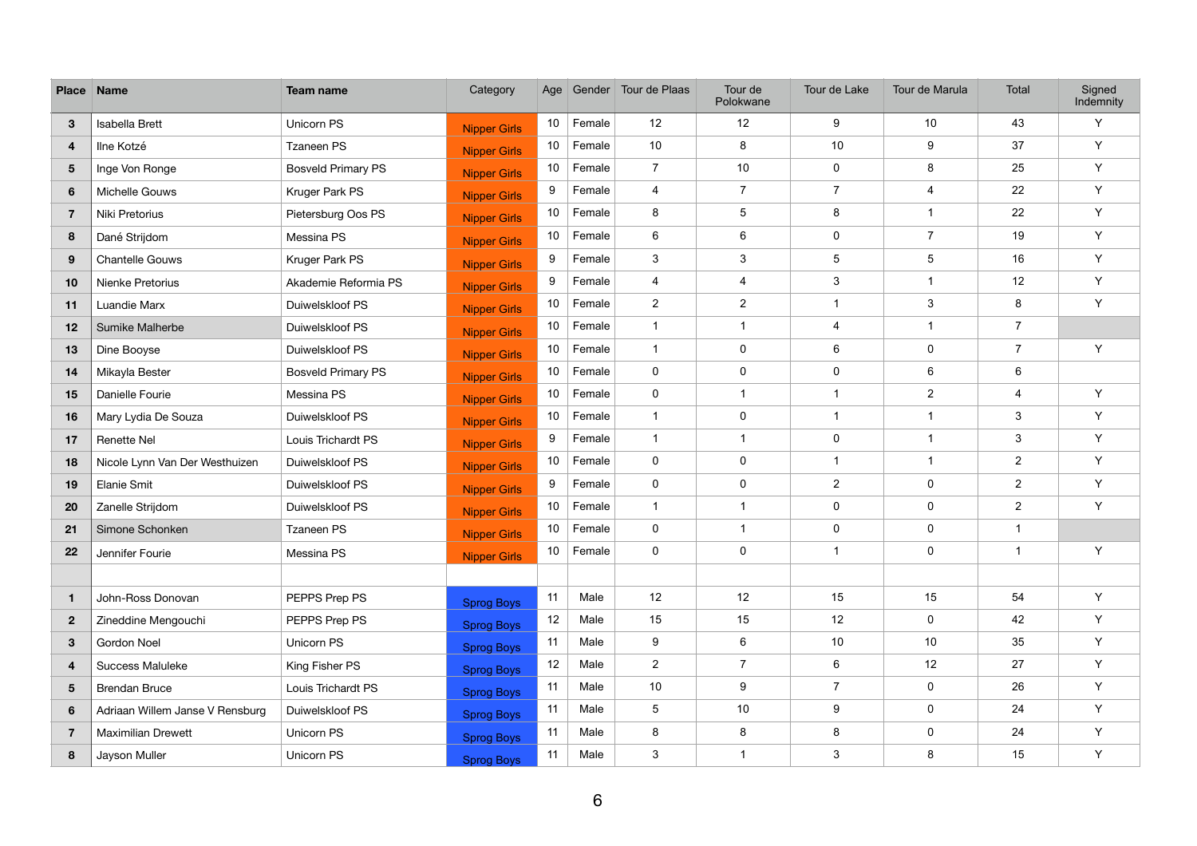| Place | Name | Team name | Category | Age | Gender | Tour de Plaas | Tour de Polokwane | Tour de Lake | Tour de Marula | Total | Signed Indemnity |
|---|---|---|---|---|---|---|---|---|---|---|---|
| 3 | Isabella Brett | Unicorn PS | Nipper Girls | 10 | Female | 12 | 12 | 9 | 10 | 43 | Y |
| 4 | Ilne Kotzé | Tzaneen PS | Nipper Girls | 10 | Female | 10 | 8 | 10 | 9 | 37 | Y |
| 5 | Inge Von Ronge | Bosveld Primary PS | Nipper Girls | 10 | Female | 7 | 10 | 0 | 8 | 25 | Y |
| 6 | Michelle Gouws | Kruger Park PS | Nipper Girls | 9 | Female | 4 | 7 | 7 | 4 | 22 | Y |
| 7 | Niki Pretorius | Pietersburg Oos PS | Nipper Girls | 10 | Female | 8 | 5 | 8 | 1 | 22 | Y |
| 8 | Dané Strijdom | Messina PS | Nipper Girls | 10 | Female | 6 | 6 | 0 | 7 | 19 | Y |
| 9 | Chantelle Gouws | Kruger Park PS | Nipper Girls | 9 | Female | 3 | 3 | 5 | 5 | 16 | Y |
| 10 | Nienke Pretorius | Akademie Reformia PS | Nipper Girls | 9 | Female | 4 | 4 | 3 | 1 | 12 | Y |
| 11 | Luandie Marx | Duiwelskloof PS | Nipper Girls | 10 | Female | 2 | 2 | 1 | 3 | 8 | Y |
| 12 | Sumike Malherbe | Duiwelskloof PS | Nipper Girls | 10 | Female | 1 | 1 | 4 | 1 | 7 | |
| 13 | Dine Booyse | Duiwelskloof PS | Nipper Girls | 10 | Female | 1 | 0 | 6 | 0 | 7 | Y |
| 14 | Mikayla Bester | Bosveld Primary PS | Nipper Girls | 10 | Female | 0 | 0 | 0 | 6 | 6 | |
| 15 | Danielle Fourie | Messina PS | Nipper Girls | 10 | Female | 0 | 1 | 1 | 2 | 4 | Y |
| 16 | Mary Lydia De Souza | Duiwelskloof PS | Nipper Girls | 10 | Female | 1 | 0 | 1 | 1 | 3 | Y |
| 17 | Renette Nel | Louis Trichardt PS | Nipper Girls | 9 | Female | 1 | 1 | 0 | 1 | 3 | Y |
| 18 | Nicole Lynn Van Der Westhuizen | Duiwelskloof PS | Nipper Girls | 10 | Female | 0 | 0 | 1 | 1 | 2 | Y |
| 19 | Elanie Smit | Duiwelskloof PS | Nipper Girls | 9 | Female | 0 | 0 | 2 | 0 | 2 | Y |
| 20 | Zanelle Strijdom | Duiwelskloof PS | Nipper Girls | 10 | Female | 1 | 1 | 0 | 0 | 2 | Y |
| 21 | Simone Schonken | Tzaneen PS | Nipper Girls | 10 | Female | 0 | 1 | 0 | 0 | 1 | |
| 22 | Jennifer Fourie | Messina PS | Nipper Girls | 10 | Female | 0 | 0 | 1 | 0 | 1 | Y |
| | | | | | | | | | | | |
| 1 | John-Ross Donovan | PEPPS Prep PS | Sprog Boys | 11 | Male | 12 | 12 | 15 | 15 | 54 | Y |
| 2 | Zineddine Mengouchi | PEPPS Prep PS | Sprog Boys | 12 | Male | 15 | 15 | 12 | 0 | 42 | Y |
| 3 | Gordon Noel | Unicorn PS | Sprog Boys | 11 | Male | 9 | 6 | 10 | 10 | 35 | Y |
| 4 | Success Maluleke | King Fisher PS | Sprog Boys | 12 | Male | 2 | 7 | 6 | 12 | 27 | Y |
| 5 | Brendan Bruce | Louis Trichardt PS | Sprog Boys | 11 | Male | 10 | 9 | 7 | 0 | 26 | Y |
| 6 | Adriaan Willem Janse V Rensburg | Duiwelskloof PS | Sprog Boys | 11 | Male | 5 | 10 | 9 | 0 | 24 | Y |
| 7 | Maximilian Drewett | Unicorn PS | Sprog Boys | 11 | Male | 8 | 8 | 8 | 0 | 24 | Y |
| 8 | Jayson Muller | Unicorn PS | Sprog Boys | 11 | Male | 3 | 1 | 3 | 8 | 15 | Y |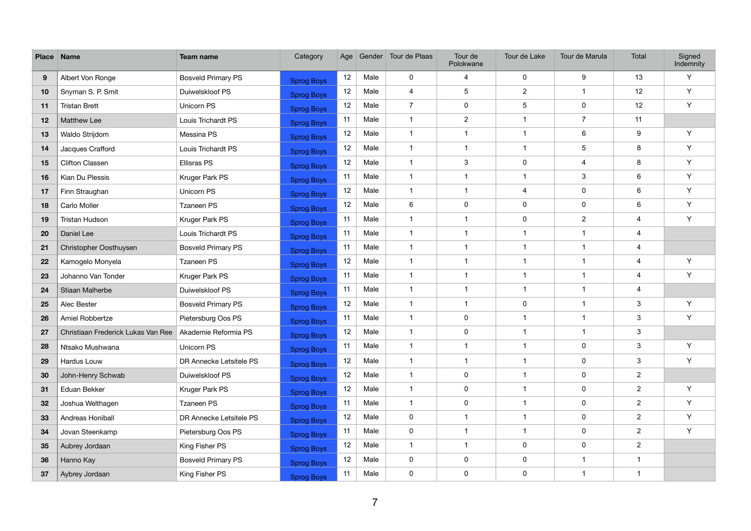| Place | Name | Team name | Category | Age | Gender | Tour de Plaas | Tour de Polokwane | Tour de Lake | Tour de Marula | Total | Signed Indemnity |
|---|---|---|---|---|---|---|---|---|---|---|---|
| 9 | Albert Von Ronge | Bosveld Primary PS | Sprog Boys | 12 | Male | 0 | 4 | 0 | 9 | 13 | Y |
| 10 | Snyman S. P. Smit | Duiwelskloof PS | Sprog Boys | 12 | Male | 4 | 5 | 2 | 1 | 12 | Y |
| 11 | Tristan Brett | Unicorn PS | Sprog Boys | 12 | Male | 7 | 0 | 5 | 0 | 12 | Y |
| 12 | Matthew Lee | Louis Trichardt PS | Sprog Boys | 11 | Male | 1 | 2 | 1 | 7 | 11 | |
| 13 | Waldo Strijdom | Messina PS | Sprog Boys | 12 | Male | 1 | 1 | 1 | 6 | 9 | Y |
| 14 | Jacques Crafford | Louis Trichardt PS | Sprog Boys | 12 | Male | 1 | 1 | 1 | 5 | 8 | Y |
| 15 | Clifton Classen | Ellisras PS | Sprog Boys | 12 | Male | 1 | 3 | 0 | 4 | 8 | Y |
| 16 | Kian Du Plessis | Kruger Park PS | Sprog Boys | 11 | Male | 1 | 1 | 1 | 3 | 6 | Y |
| 17 | Finn Straughan | Unicorn PS | Sprog Boys | 12 | Male | 1 | 1 | 4 | 0 | 6 | Y |
| 18 | Carlo Moller | Tzaneen PS | Sprog Boys | 12 | Male | 6 | 0 | 0 | 0 | 6 | Y |
| 19 | Tristan Hudson | Kruger Park PS | Sprog Boys | 11 | Male | 1 | 1 | 0 | 2 | 4 | Y |
| 20 | Daniel Lee | Louis Trichardt PS | Sprog Boys | 11 | Male | 1 | 1 | 1 | 1 | 4 | |
| 21 | Christopher Oosthuysen | Bosveld Primary PS | Sprog Boys | 11 | Male | 1 | 1 | 1 | 1 | 4 | |
| 22 | Kamogelo Monyela | Tzaneen PS | Sprog Boys | 12 | Male | 1 | 1 | 1 | 1 | 4 | Y |
| 23 | Johanno Van Tonder | Kruger Park PS | Sprog Boys | 11 | Male | 1 | 1 | 1 | 1 | 4 | Y |
| 24 | Stiaan Malherbe | Duiwelskloof PS | Sprog Boys | 11 | Male | 1 | 1 | 1 | 1 | 4 | |
| 25 | Alec Bester | Bosveld Primary PS | Sprog Boys | 12 | Male | 1 | 1 | 0 | 1 | 3 | Y |
| 26 | Amiel Robbertze | Pietersburg Oos PS | Sprog Boys | 11 | Male | 1 | 0 | 1 | 1 | 3 | Y |
| 27 | Christiaan Frederick Lukas Van Ree | Akademie Reformia PS | Sprog Boys | 12 | Male | 1 | 0 | 1 | 1 | 3 | |
| 28 | Ntsako Mushwana | Unicorn PS | Sprog Boys | 11 | Male | 1 | 1 | 1 | 0 | 3 | Y |
| 29 | Hardus Louw | DR Annecke Letsitele PS | Sprog Boys | 12 | Male | 1 | 1 | 1 | 0 | 3 | Y |
| 30 | John-Henry Schwab | Duiwelskloof PS | Sprog Boys | 12 | Male | 1 | 0 | 1 | 0 | 2 | |
| 31 | Eduan Bekker | Kruger Park PS | Sprog Boys | 12 | Male | 1 | 0 | 1 | 0 | 2 | Y |
| 32 | Joshua Welthagen | Tzaneen PS | Sprog Boys | 11 | Male | 1 | 0 | 1 | 0 | 2 | Y |
| 33 | Andreas Honiball | DR Annecke Letsitele PS | Sprog Boys | 12 | Male | 0 | 1 | 1 | 0 | 2 | Y |
| 34 | Jovan Steenkamp | Pietersburg Oos PS | Sprog Boys | 11 | Male | 0 | 1 | 1 | 0 | 2 | Y |
| 35 | Aubrey Jordaan | King Fisher PS | Sprog Boys | 12 | Male | 1 | 1 | 0 | 0 | 2 | |
| 36 | Hanno Kay | Bosveld Primary PS | Sprog Boys | 12 | Male | 0 | 0 | 0 | 1 | 1 | |
| 37 | Aybrey Jordaan | King Fisher PS | Sprog Boys | 11 | Male | 0 | 0 | 0 | 1 | 1 | |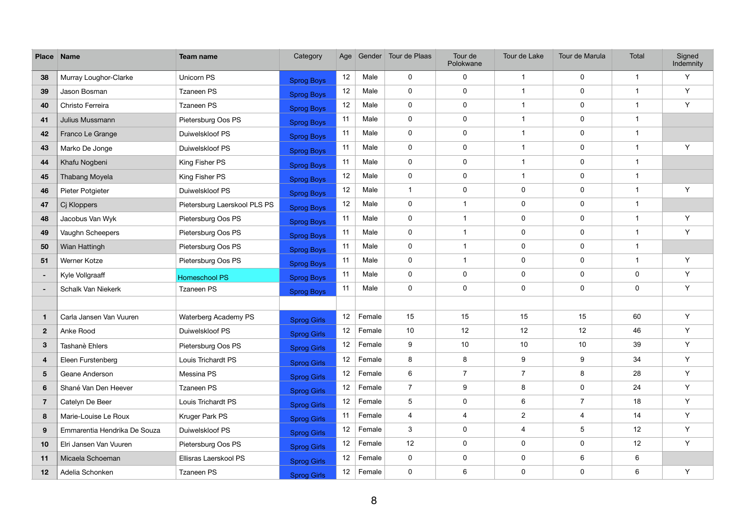| Place | Name | Team name | Category | Age | Gender | Tour de Plaas | Tour de Polokwane | Tour de Lake | Tour de Marula | Total | Signed Indemnity |
|---|---|---|---|---|---|---|---|---|---|---|---|
| 38 | Murray Loughor-Clarke | Unicorn PS | Sprog Boys | 12 | Male | 0 | 0 | 1 | 0 | 1 | Y |
| 39 | Jason Bosman | Tzaneen PS | Sprog Boys | 12 | Male | 0 | 0 | 1 | 0 | 1 | Y |
| 40 | Christo Ferreira | Tzaneen PS | Sprog Boys | 12 | Male | 0 | 0 | 1 | 0 | 1 | Y |
| 41 | Julius Mussmann | Pietersburg Oos PS | Sprog Boys | 11 | Male | 0 | 0 | 1 | 0 | 1 | |
| 42 | Franco Le Grange | Duiwelskloof PS | Sprog Boys | 11 | Male | 0 | 0 | 1 | 0 | 1 | |
| 43 | Marko De Jonge | Duiwelskloof PS | Sprog Boys | 11 | Male | 0 | 0 | 1 | 0 | 1 | Y |
| 44 | Khafu Nogbeni | King Fisher PS | Sprog Boys | 11 | Male | 0 | 0 | 1 | 0 | 1 | |
| 45 | Thabang Moyela | King Fisher PS | Sprog Boys | 12 | Male | 0 | 0 | 1 | 0 | 1 | |
| 46 | Pieter Potgieter | Duiwelskloof PS | Sprog Boys | 12 | Male | 1 | 0 | 0 | 0 | 1 | Y |
| 47 | Cj Kloppers | Pietersburg Laerskool PLS PS | Sprog Boys | 12 | Male | 0 | 1 | 0 | 0 | 1 | |
| 48 | Jacobus Van Wyk | Pietersburg Oos PS | Sprog Boys | 11 | Male | 0 | 1 | 0 | 0 | 1 | Y |
| 49 | Vaughn Scheepers | Pietersburg Oos PS | Sprog Boys | 11 | Male | 0 | 1 | 0 | 0 | 1 | Y |
| 50 | Wian Hattingh | Pietersburg Oos PS | Sprog Boys | 11 | Male | 0 | 1 | 0 | 0 | 1 | |
| 51 | Werner Kotze | Pietersburg Oos PS | Sprog Boys | 11 | Male | 0 | 1 | 0 | 0 | 1 | Y |
| - | Kyle Vollgraaff | Homeschool PS | Sprog Boys | 11 | Male | 0 | 0 | 0 | 0 | 0 | Y |
| - | Schalk Van Niekerk | Tzaneen PS | Sprog Boys | 11 | Male | 0 | 0 | 0 | 0 | 0 | Y |
| | | | | | | | | | | | |
| 1 | Carla Jansen Van Vuuren | Waterberg Academy PS | Sprog Girls | 12 | Female | 15 | 15 | 15 | 15 | 60 | Y |
| 2 | Anke Rood | Duiwelskloof PS | Sprog Girls | 12 | Female | 10 | 12 | 12 | 12 | 46 | Y |
| 3 | Tashanè Ehlers | Pietersburg Oos PS | Sprog Girls | 12 | Female | 9 | 10 | 10 | 10 | 39 | Y |
| 4 | Eleen Furstenberg | Louis Trichardt PS | Sprog Girls | 12 | Female | 8 | 8 | 9 | 9 | 34 | Y |
| 5 | Geane Anderson | Messina PS | Sprog Girls | 12 | Female | 6 | 7 | 7 | 8 | 28 | Y |
| 6 | Shané Van Den Heever | Tzaneen PS | Sprog Girls | 12 | Female | 7 | 9 | 8 | 0 | 24 | Y |
| 7 | Catelyn De Beer | Louis Trichardt PS | Sprog Girls | 12 | Female | 5 | 0 | 6 | 7 | 18 | Y |
| 8 | Marie-Louise Le Roux | Kruger Park PS | Sprog Girls | 11 | Female | 4 | 4 | 2 | 4 | 14 | Y |
| 9 | Emmarentia Hendrika De Souza | Duiwelskloof PS | Sprog Girls | 12 | Female | 3 | 0 | 4 | 5 | 12 | Y |
| 10 | Elri Jansen Van Vuuren | Pietersburg Oos PS | Sprog Girls | 12 | Female | 12 | 0 | 0 | 0 | 12 | Y |
| 11 | Micaela Schoeman | Ellisras Laerskool PS | Sprog Girls | 12 | Female | 0 | 0 | 0 | 6 | 6 | |
| 12 | Adelia Schonken | Tzaneen PS | Sprog Girls | 12 | Female | 0 | 6 | 0 | 0 | 6 | Y |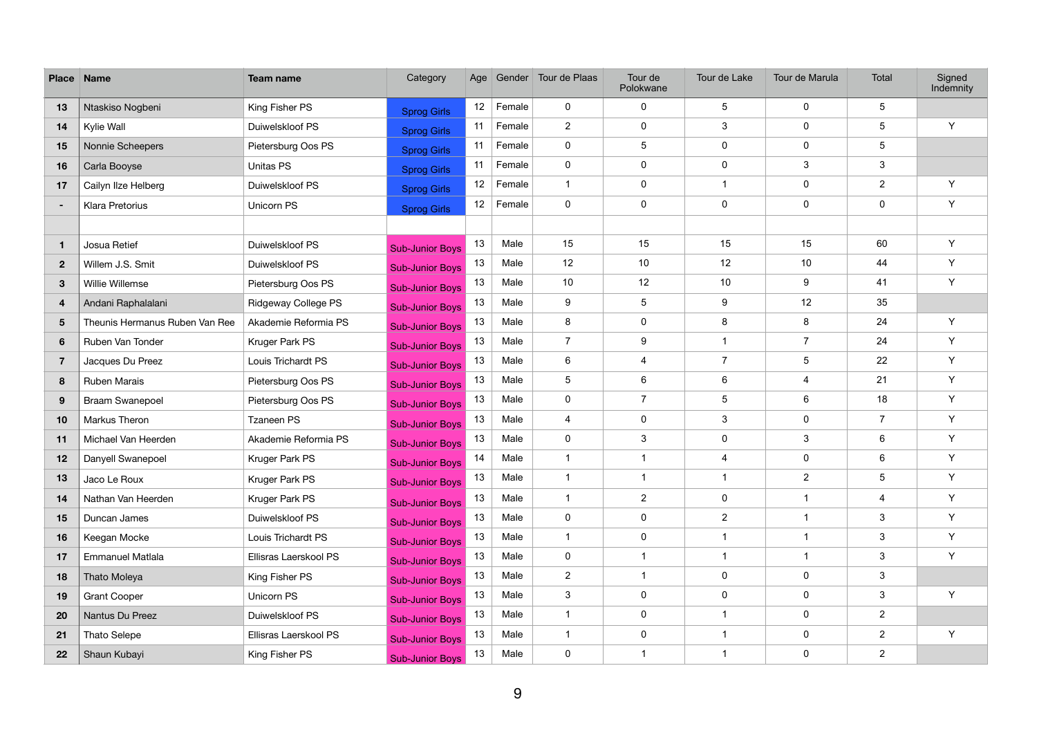| Place | Name | Team name | Category | Age | Gender | Tour de Plaas | Tour de Polokwane | Tour de Lake | Tour de Marula | Total | Signed Indemnity |
|---|---|---|---|---|---|---|---|---|---|---|---|
| 13 | Ntaskiso Nogbeni | King Fisher PS | Sprog Girls | 12 | Female | 0 | 0 | 5 | 0 | 5 | |
| 14 | Kylie Wall | Duiwelskloof PS | Sprog Girls | 11 | Female | 2 | 0 | 3 | 0 | 5 | Y |
| 15 | Nonnie Scheepers | Pietersburg Oos PS | Sprog Girls | 11 | Female | 0 | 5 | 0 | 0 | 5 | |
| 16 | Carla Booyse | Unitas PS | Sprog Girls | 11 | Female | 0 | 0 | 0 | 3 | 3 | |
| 17 | Cailyn Ilze Helberg | Duiwelskloof PS | Sprog Girls | 12 | Female | 1 | 0 | 1 | 0 | 2 | Y |
| - | Klara Pretorius | Unicorn PS | Sprog Girls | 12 | Female | 0 | 0 | 0 | 0 | 0 | Y |
| | | | | | | | | | | | |
| 1 | Josua Retief | Duiwelskloof PS | Sub-Junior Boys | 13 | Male | 15 | 15 | 15 | 15 | 60 | Y |
| 2 | Willem J.S. Smit | Duiwelskloof PS | Sub-Junior Boys | 13 | Male | 12 | 10 | 12 | 10 | 44 | Y |
| 3 | Willie Willemse | Pietersburg Oos PS | Sub-Junior Boys | 13 | Male | 10 | 12 | 10 | 9 | 41 | Y |
| 4 | Andani Raphalalani | Ridgeway College PS | Sub-Junior Boys | 13 | Male | 9 | 5 | 9 | 12 | 35 | |
| 5 | Theunis Hermanus Ruben Van Ree | Akademie Reformia PS | Sub-Junior Boys | 13 | Male | 8 | 0 | 8 | 8 | 24 | Y |
| 6 | Ruben Van Tonder | Kruger Park PS | Sub-Junior Boys | 13 | Male | 7 | 9 | 1 | 7 | 24 | Y |
| 7 | Jacques Du Preez | Louis Trichardt PS | Sub-Junior Boys | 13 | Male | 6 | 4 | 7 | 5 | 22 | Y |
| 8 | Ruben Marais | Pietersburg Oos PS | Sub-Junior Boys | 13 | Male | 5 | 6 | 6 | 4 | 21 | Y |
| 9 | Braam Swanepoel | Pietersburg Oos PS | Sub-Junior Boys | 13 | Male | 0 | 7 | 5 | 6 | 18 | Y |
| 10 | Markus Theron | Tzaneen PS | Sub-Junior Boys | 13 | Male | 4 | 0 | 3 | 0 | 7 | Y |
| 11 | Michael Van Heerden | Akademie Reformia PS | Sub-Junior Boys | 13 | Male | 0 | 3 | 0 | 3 | 6 | Y |
| 12 | Danyell Swanepoel | Kruger Park PS | Sub-Junior Boys | 14 | Male | 1 | 1 | 4 | 0 | 6 | Y |
| 13 | Jaco Le Roux | Kruger Park PS | Sub-Junior Boys | 13 | Male | 1 | 1 | 1 | 2 | 5 | Y |
| 14 | Nathan Van Heerden | Kruger Park PS | Sub-Junior Boys | 13 | Male | 1 | 2 | 0 | 1 | 4 | Y |
| 15 | Duncan James | Duiwelskloof PS | Sub-Junior Boys | 13 | Male | 0 | 0 | 2 | 1 | 3 | Y |
| 16 | Keegan Mocke | Louis Trichardt PS | Sub-Junior Boys | 13 | Male | 1 | 0 | 1 | 1 | 3 | Y |
| 17 | Emmanuel Matlala | Ellisras Laerskool PS | Sub-Junior Boys | 13 | Male | 0 | 1 | 1 | 1 | 3 | Y |
| 18 | Thato Moleya | King Fisher PS | Sub-Junior Boys | 13 | Male | 2 | 1 | 0 | 0 | 3 | |
| 19 | Grant Cooper | Unicorn PS | Sub-Junior Boys | 13 | Male | 3 | 0 | 0 | 0 | 3 | Y |
| 20 | Nantus Du Preez | Duiwelskloof PS | Sub-Junior Boys | 13 | Male | 1 | 0 | 1 | 0 | 2 | |
| 21 | Thato Selepe | Ellisras Laerskool PS | Sub-Junior Boys | 13 | Male | 1 | 0 | 1 | 0 | 2 | Y |
| 22 | Shaun Kubayi | King Fisher PS | Sub-Junior Boys | 13 | Male | 0 | 1 | 1 | 0 | 2 | |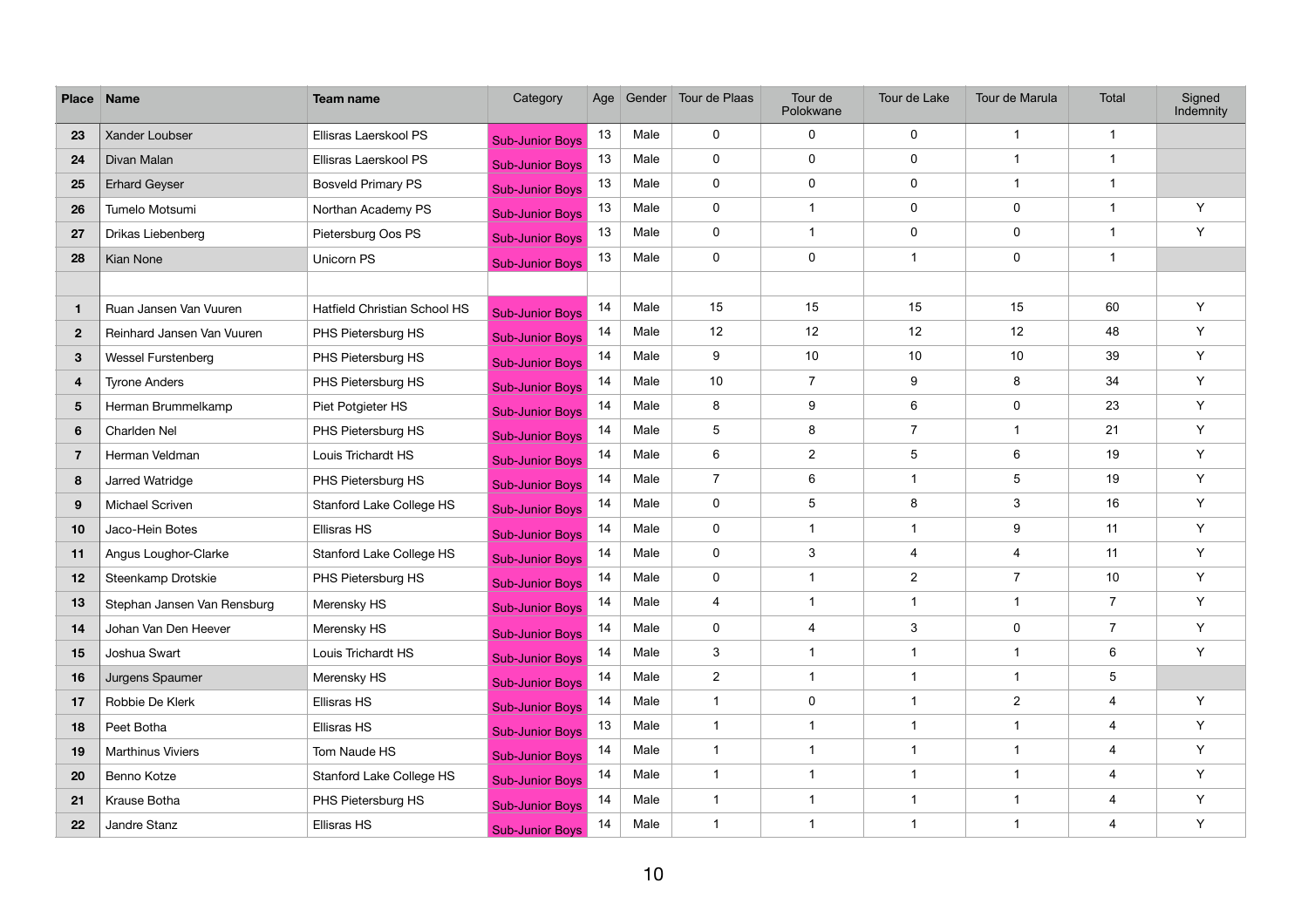| Place | Name | Team name | Category | Age | Gender | Tour de Plaas | Tour de Polokwane | Tour de Lake | Tour de Marula | Total | Signed Indemnity |
|---|---|---|---|---|---|---|---|---|---|---|---|
| 23 | Xander Loubser | Ellisras Laerskool PS | Sub-Junior Boys | 13 | Male | 0 | 0 | 0 | 1 | 1 | |
| 24 | Divan Malan | Ellisras Laerskool PS | Sub-Junior Boys | 13 | Male | 0 | 0 | 0 | 1 | 1 | |
| 25 | Erhard Geyser | Bosveld Primary PS | Sub-Junior Boys | 13 | Male | 0 | 0 | 0 | 1 | 1 | |
| 26 | Tumelo Motsumi | Northan Academy PS | Sub-Junior Boys | 13 | Male | 0 | 1 | 0 | 0 | 1 | Y |
| 27 | Drikas Liebenberg | Pietersburg Oos PS | Sub-Junior Boys | 13 | Male | 0 | 1 | 0 | 0 | 1 | Y |
| 28 | Kian None | Unicorn PS | Sub-Junior Boys | 13 | Male | 0 | 0 | 1 | 0 | 1 | |
| | | | | | | | | | | | |
| 1 | Ruan Jansen Van Vuuren | Hatfield Christian School HS | Sub-Junior Boys | 14 | Male | 15 | 15 | 15 | 15 | 60 | Y |
| 2 | Reinhard Jansen Van Vuuren | PHS Pietersburg HS | Sub-Junior Boys | 14 | Male | 12 | 12 | 12 | 12 | 48 | Y |
| 3 | Wessel Furstenberg | PHS Pietersburg HS | Sub-Junior Boys | 14 | Male | 9 | 10 | 10 | 10 | 39 | Y |
| 4 | Tyrone Anders | PHS Pietersburg HS | Sub-Junior Boys | 14 | Male | 10 | 7 | 9 | 8 | 34 | Y |
| 5 | Herman Brummelkamp | Piet Potgieter HS | Sub-Junior Boys | 14 | Male | 8 | 9 | 6 | 0 | 23 | Y |
| 6 | Charlden Nel | PHS Pietersburg HS | Sub-Junior Boys | 14 | Male | 5 | 8 | 7 | 1 | 21 | Y |
| 7 | Herman Veldman | Louis Trichardt HS | Sub-Junior Boys | 14 | Male | 6 | 2 | 5 | 6 | 19 | Y |
| 8 | Jarred Watridge | PHS Pietersburg HS | Sub-Junior Boys | 14 | Male | 7 | 6 | 1 | 5 | 19 | Y |
| 9 | Michael Scriven | Stanford Lake College HS | Sub-Junior Boys | 14 | Male | 0 | 5 | 8 | 3 | 16 | Y |
| 10 | Jaco-Hein Botes | Ellisras HS | Sub-Junior Boys | 14 | Male | 0 | 1 | 1 | 9 | 11 | Y |
| 11 | Angus Loughor-Clarke | Stanford Lake College HS | Sub-Junior Boys | 14 | Male | 0 | 3 | 4 | 4 | 11 | Y |
| 12 | Steenkamp Drotskie | PHS Pietersburg HS | Sub-Junior Boys | 14 | Male | 0 | 1 | 2 | 7 | 10 | Y |
| 13 | Stephan Jansen Van Rensburg | Merensky HS | Sub-Junior Boys | 14 | Male | 4 | 1 | 1 | 1 | 7 | Y |
| 14 | Johan Van Den Heever | Merensky HS | Sub-Junior Boys | 14 | Male | 0 | 4 | 3 | 0 | 7 | Y |
| 15 | Joshua Swart | Louis Trichardt HS | Sub-Junior Boys | 14 | Male | 3 | 1 | 1 | 1 | 6 | Y |
| 16 | Jurgens Spaumer | Merensky HS | Sub-Junior Boys | 14 | Male | 2 | 1 | 1 | 1 | 5 | |
| 17 | Robbie De Klerk | Ellisras HS | Sub-Junior Boys | 14 | Male | 1 | 0 | 1 | 2 | 4 | Y |
| 18 | Peet Botha | Ellisras HS | Sub-Junior Boys | 13 | Male | 1 | 1 | 1 | 1 | 4 | Y |
| 19 | Marthinus Viviers | Tom Naude HS | Sub-Junior Boys | 14 | Male | 1 | 1 | 1 | 1 | 4 | Y |
| 20 | Benno Kotze | Stanford Lake College HS | Sub-Junior Boys | 14 | Male | 1 | 1 | 1 | 1 | 4 | Y |
| 21 | Krause Botha | PHS Pietersburg HS | Sub-Junior Boys | 14 | Male | 1 | 1 | 1 | 1 | 4 | Y |
| 22 | Jandre Stanz | Ellisras HS | Sub-Junior Boys | 14 | Male | 1 | 1 | 1 | 1 | 4 | Y |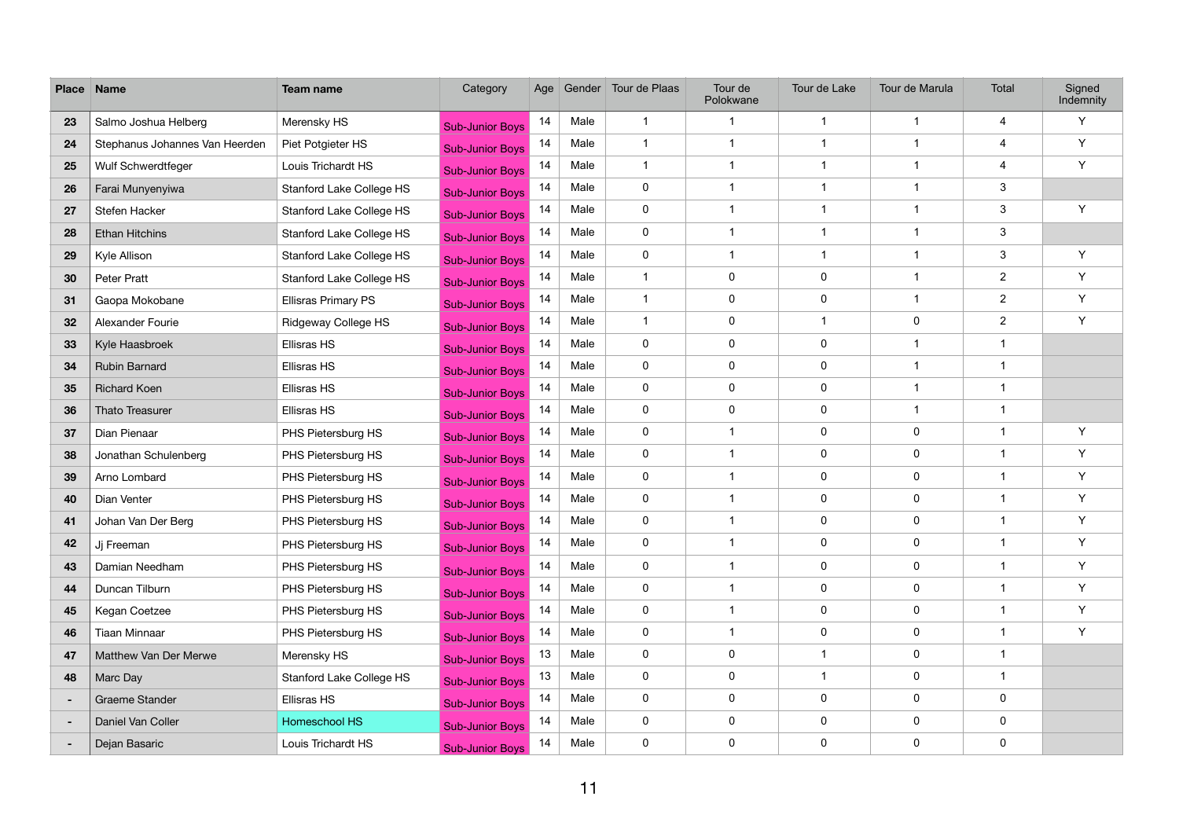| Place | Name | Team name | Category | Age | Gender | Tour de Plaas | Tour de Polokwane | Tour de Lake | Tour de Marula | Total | Signed Indemnity |
|---|---|---|---|---|---|---|---|---|---|---|---|
| 23 | Salmo Joshua Helberg | Merensky HS | Sub-Junior Boys | 14 | Male | 1 | 1 | 1 | 1 | 4 | Y |
| 24 | Stephanus Johannes Van Heerden | Piet Potgieter HS | Sub-Junior Boys | 14 | Male | 1 | 1 | 1 | 1 | 4 | Y |
| 25 | Wulf Schwerdtfeger | Louis Trichardt HS | Sub-Junior Boys | 14 | Male | 1 | 1 | 1 | 1 | 4 | Y |
| 26 | Farai Munyenyiwa | Stanford Lake College HS | Sub-Junior Boys | 14 | Male | 0 | 1 | 1 | 1 | 3 | |
| 27 | Stefen Hacker | Stanford Lake College HS | Sub-Junior Boys | 14 | Male | 0 | 1 | 1 | 1 | 3 | Y |
| 28 | Ethan Hitchins | Stanford Lake College HS | Sub-Junior Boys | 14 | Male | 0 | 1 | 1 | 1 | 3 | |
| 29 | Kyle Allison | Stanford Lake College HS | Sub-Junior Boys | 14 | Male | 0 | 1 | 1 | 1 | 3 | Y |
| 30 | Peter Pratt | Stanford Lake College HS | Sub-Junior Boys | 14 | Male | 1 | 0 | 0 | 1 | 2 | Y |
| 31 | Gaopa Mokobane | Ellisras Primary PS | Sub-Junior Boys | 14 | Male | 1 | 0 | 0 | 1 | 2 | Y |
| 32 | Alexander Fourie | Ridgeway College HS | Sub-Junior Boys | 14 | Male | 1 | 0 | 1 | 0 | 2 | Y |
| 33 | Kyle Haasbroek | Ellisras HS | Sub-Junior Boys | 14 | Male | 0 | 0 | 0 | 1 | 1 | |
| 34 | Rubin Barnard | Ellisras HS | Sub-Junior Boys | 14 | Male | 0 | 0 | 0 | 1 | 1 | |
| 35 | Richard Koen | Ellisras HS | Sub-Junior Boys | 14 | Male | 0 | 0 | 0 | 1 | 1 | |
| 36 | Thato Treasurer | Ellisras HS | Sub-Junior Boys | 14 | Male | 0 | 0 | 0 | 1 | 1 | |
| 37 | Dian Pienaar | PHS Pietersburg HS | Sub-Junior Boys | 14 | Male | 0 | 1 | 0 | 0 | 1 | Y |
| 38 | Jonathan Schulenberg | PHS Pietersburg HS | Sub-Junior Boys | 14 | Male | 0 | 1 | 0 | 0 | 1 | Y |
| 39 | Arno Lombard | PHS Pietersburg HS | Sub-Junior Boys | 14 | Male | 0 | 1 | 0 | 0 | 1 | Y |
| 40 | Dian Venter | PHS Pietersburg HS | Sub-Junior Boys | 14 | Male | 0 | 1 | 0 | 0 | 1 | Y |
| 41 | Johan Van Der Berg | PHS Pietersburg HS | Sub-Junior Boys | 14 | Male | 0 | 1 | 0 | 0 | 1 | Y |
| 42 | Jj Freeman | PHS Pietersburg HS | Sub-Junior Boys | 14 | Male | 0 | 1 | 0 | 0 | 1 | Y |
| 43 | Damian Needham | PHS Pietersburg HS | Sub-Junior Boys | 14 | Male | 0 | 1 | 0 | 0 | 1 | Y |
| 44 | Duncan Tilburn | PHS Pietersburg HS | Sub-Junior Boys | 14 | Male | 0 | 1 | 0 | 0 | 1 | Y |
| 45 | Kegan Coetzee | PHS Pietersburg HS | Sub-Junior Boys | 14 | Male | 0 | 1 | 0 | 0 | 1 | Y |
| 46 | Tiaan Minnaar | PHS Pietersburg HS | Sub-Junior Boys | 14 | Male | 0 | 1 | 0 | 0 | 1 | Y |
| 47 | Matthew Van Der Merwe | Merensky HS | Sub-Junior Boys | 13 | Male | 0 | 0 | 1 | 0 | 1 | |
| 48 | Marc Day | Stanford Lake College HS | Sub-Junior Boys | 13 | Male | 0 | 0 | 1 | 0 | 1 | |
| - | Graeme Stander | Ellisras HS | Sub-Junior Boys | 14 | Male | 0 | 0 | 0 | 0 | 0 | |
| - | Daniel Van Coller | Homeschool HS | Sub-Junior Boys | 14 | Male | 0 | 0 | 0 | 0 | 0 | |
| - | Dejan Basaric | Louis Trichardt HS | Sub-Junior Boys | 14 | Male | 0 | 0 | 0 | 0 | 0 | |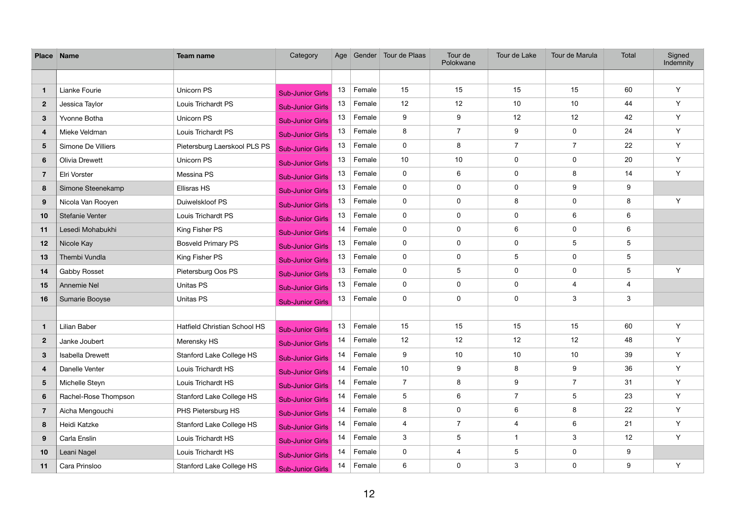| Place | Name | Team name | Category | Age | Gender | Tour de Plaas | Tour de Polokwane | Tour de Lake | Tour de Marula | Total | Signed Indemnity |
|---|---|---|---|---|---|---|---|---|---|---|---|
| | | | | | | | | | | | |
| 1 | Lianke Fourie | Unicorn PS | Sub-Junior Girls | 13 | Female | 15 | 15 | 15 | 15 | 60 | Y |
| 2 | Jessica Taylor | Louis Trichardt PS | Sub-Junior Girls | 13 | Female | 12 | 12 | 10 | 10 | 44 | Y |
| 3 | Yvonne Botha | Unicorn PS | Sub-Junior Girls | 13 | Female | 9 | 9 | 12 | 12 | 42 | Y |
| 4 | Mieke Veldman | Louis Trichardt PS | Sub-Junior Girls | 13 | Female | 8 | 7 | 9 | 0 | 24 | Y |
| 5 | Simone De Villiers | Pietersburg Laerskool PLS PS | Sub-Junior Girls | 13 | Female | 0 | 8 | 7 | 7 | 22 | Y |
| 6 | Olivia Drewett | Unicorn PS | Sub-Junior Girls | 13 | Female | 10 | 10 | 0 | 0 | 20 | Y |
| 7 | Elri Vorster | Messina PS | Sub-Junior Girls | 13 | Female | 0 | 6 | 0 | 8 | 14 | Y |
| 8 | Simone Steenekamp | Ellisras HS | Sub-Junior Girls | 13 | Female | 0 | 0 | 0 | 9 | 9 | |
| 9 | Nicola Van Rooyen | Duiwelskloof PS | Sub-Junior Girls | 13 | Female | 0 | 0 | 8 | 0 | 8 | Y |
| 10 | Stefanie Venter | Louis Trichardt PS | Sub-Junior Girls | 13 | Female | 0 | 0 | 0 | 6 | 6 | |
| 11 | Lesedi Mohabukhi | King Fisher PS | Sub-Junior Girls | 14 | Female | 0 | 0 | 6 | 0 | 6 | |
| 12 | Nicole Kay | Bosveld Primary PS | Sub-Junior Girls | 13 | Female | 0 | 0 | 0 | 5 | 5 | |
| 13 | Thembi Vundla | King Fisher PS | Sub-Junior Girls | 13 | Female | 0 | 0 | 5 | 0 | 5 | |
| 14 | Gabby Rosset | Pietersburg Oos PS | Sub-Junior Girls | 13 | Female | 0 | 5 | 0 | 0 | 5 | Y |
| 15 | Annemie Nel | Unitas PS | Sub-Junior Girls | 13 | Female | 0 | 0 | 0 | 4 | 4 | |
| 16 | Sumarie Booyse | Unitas PS | Sub-Junior Girls | 13 | Female | 0 | 0 | 0 | 3 | 3 | |
| | | | | | | | | | | | |
| 1 | Lilian Baber | Hatfield Christian School HS | Sub-Junior Girls | 13 | Female | 15 | 15 | 15 | 15 | 60 | Y |
| 2 | Janke Joubert | Merensky HS | Sub-Junior Girls | 14 | Female | 12 | 12 | 12 | 12 | 48 | Y |
| 3 | Isabella Drewett | Stanford Lake College HS | Sub-Junior Girls | 14 | Female | 9 | 10 | 10 | 10 | 39 | Y |
| 4 | Danelle Venter | Louis Trichardt HS | Sub-Junior Girls | 14 | Female | 10 | 9 | 8 | 9 | 36 | Y |
| 5 | Michelle Steyn | Louis Trichardt HS | Sub-Junior Girls | 14 | Female | 7 | 8 | 9 | 7 | 31 | Y |
| 6 | Rachel-Rose Thompson | Stanford Lake College HS | Sub-Junior Girls | 14 | Female | 5 | 6 | 7 | 5 | 23 | Y |
| 7 | Aicha Mengouchi | PHS Pietersburg HS | Sub-Junior Girls | 14 | Female | 8 | 0 | 6 | 8 | 22 | Y |
| 8 | Heidi Katzke | Stanford Lake College HS | Sub-Junior Girls | 14 | Female | 4 | 7 | 4 | 6 | 21 | Y |
| 9 | Carla Enslin | Louis Trichardt HS | Sub-Junior Girls | 14 | Female | 3 | 5 | 1 | 3 | 12 | Y |
| 10 | Leani Nagel | Louis Trichardt HS | Sub-Junior Girls | 14 | Female | 0 | 4 | 5 | 0 | 9 | |
| 11 | Cara Prinsloo | Stanford Lake College HS | Sub-Junior Girls | 14 | Female | 6 | 0 | 3 | 0 | 9 | Y |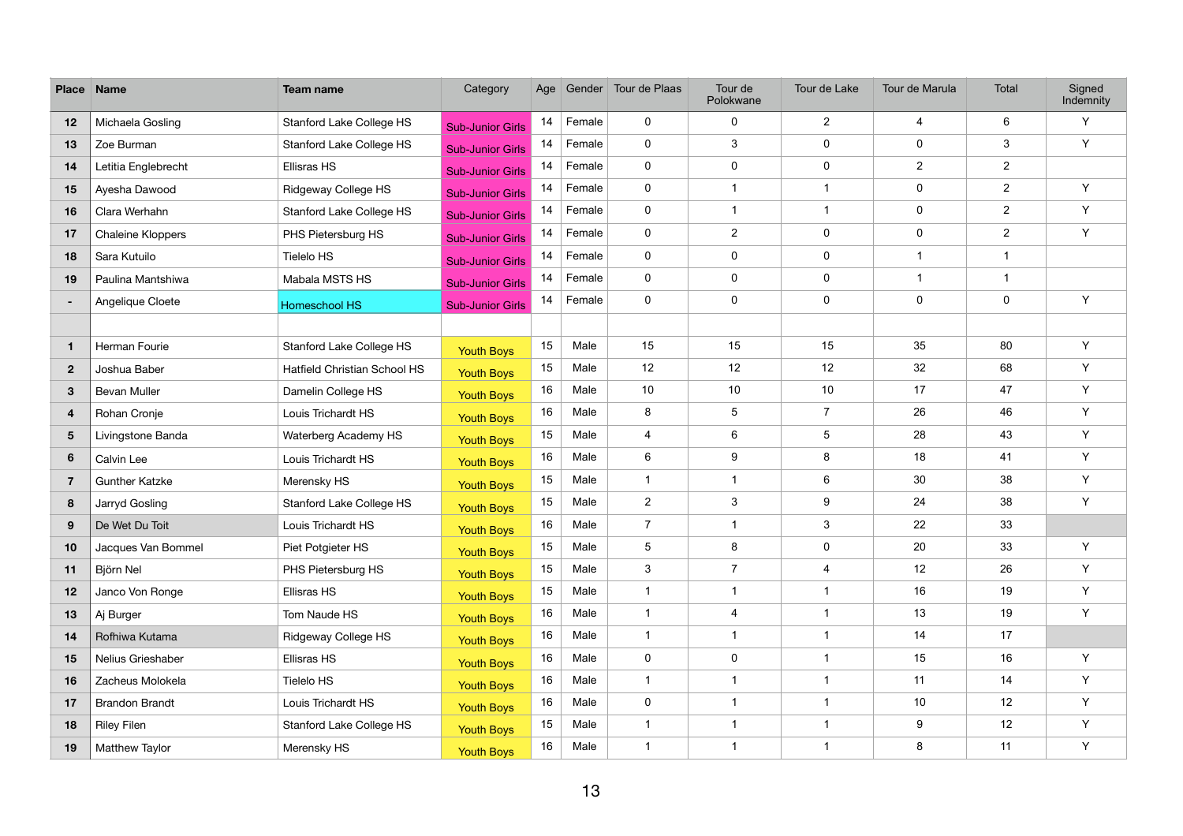| Place | Name | Team name | Category | Age | Gender | Tour de Plaas | Tour de Polokwane | Tour de Lake | Tour de Marula | Total | Signed Indemnity |
|---|---|---|---|---|---|---|---|---|---|---|---|
| 12 | Michaela Gosling | Stanford Lake College HS | Sub-Junior Girls | 14 | Female | 0 | 0 | 2 | 4 | 6 | Y |
| 13 | Zoe Burman | Stanford Lake College HS | Sub-Junior Girls | 14 | Female | 0 | 3 | 0 | 0 | 3 | Y |
| 14 | Letitia Englebrecht | Ellisras HS | Sub-Junior Girls | 14 | Female | 0 | 0 | 0 | 2 | 2 | |
| 15 | Ayesha Dawood | Ridgeway College HS | Sub-Junior Girls | 14 | Female | 0 | 1 | 1 | 0 | 2 | Y |
| 16 | Clara Werhahn | Stanford Lake College HS | Sub-Junior Girls | 14 | Female | 0 | 1 | 1 | 0 | 2 | Y |
| 17 | Chaleine Kloppers | PHS Pietersburg HS | Sub-Junior Girls | 14 | Female | 0 | 2 | 0 | 0 | 2 | Y |
| 18 | Sara Kutuilo | Tielelo HS | Sub-Junior Girls | 14 | Female | 0 | 0 | 0 | 1 | 1 | |
| 19 | Paulina Mantshiwa | Mabala MSTS HS | Sub-Junior Girls | 14 | Female | 0 | 0 | 0 | 1 | 1 | |
| - | Angelique Cloete | Homeschool HS | Sub-Junior Girls | 14 | Female | 0 | 0 | 0 | 0 | 0 | Y |
| | | | | | | | | | | | |
| 1 | Herman Fourie | Stanford Lake College HS | Youth Boys | 15 | Male | 15 | 15 | 15 | 35 | 80 | Y |
| 2 | Joshua Baber | Hatfield Christian School HS | Youth Boys | 15 | Male | 12 | 12 | 12 | 32 | 68 | Y |
| 3 | Bevan Muller | Damelin College HS | Youth Boys | 16 | Male | 10 | 10 | 10 | 17 | 47 | Y |
| 4 | Rohan Cronje | Louis Trichardt HS | Youth Boys | 16 | Male | 8 | 5 | 7 | 26 | 46 | Y |
| 5 | Livingstone Banda | Waterberg Academy HS | Youth Boys | 15 | Male | 4 | 6 | 5 | 28 | 43 | Y |
| 6 | Calvin Lee | Louis Trichardt HS | Youth Boys | 16 | Male | 6 | 9 | 8 | 18 | 41 | Y |
| 7 | Gunther Katzke | Merensky HS | Youth Boys | 15 | Male | 1 | 1 | 6 | 30 | 38 | Y |
| 8 | Jarryd Gosling | Stanford Lake College HS | Youth Boys | 15 | Male | 2 | 3 | 9 | 24 | 38 | Y |
| 9 | De Wet Du Toit | Louis Trichardt HS | Youth Boys | 16 | Male | 7 | 1 | 3 | 22 | 33 | |
| 10 | Jacques Van Bommel | Piet Potgieter HS | Youth Boys | 15 | Male | 5 | 8 | 0 | 20 | 33 | Y |
| 11 | Björn Nel | PHS Pietersburg HS | Youth Boys | 15 | Male | 3 | 7 | 4 | 12 | 26 | Y |
| 12 | Janco Von Ronge | Ellisras HS | Youth Boys | 15 | Male | 1 | 1 | 1 | 16 | 19 | Y |
| 13 | Aj Burger | Tom Naude HS | Youth Boys | 16 | Male | 1 | 4 | 1 | 13 | 19 | Y |
| 14 | Rofhiwa Kutama | Ridgeway College HS | Youth Boys | 16 | Male | 1 | 1 | 1 | 14 | 17 | |
| 15 | Nelius Grieshaber | Ellisras HS | Youth Boys | 16 | Male | 0 | 0 | 1 | 15 | 16 | Y |
| 16 | Zacheus Molokela | Tielelo HS | Youth Boys | 16 | Male | 1 | 1 | 1 | 11 | 14 | Y |
| 17 | Brandon Brandt | Louis Trichardt HS | Youth Boys | 16 | Male | 0 | 1 | 1 | 10 | 12 | Y |
| 18 | Riley Filen | Stanford Lake College HS | Youth Boys | 15 | Male | 1 | 1 | 1 | 9 | 12 | Y |
| 19 | Matthew Taylor | Merensky HS | Youth Boys | 16 | Male | 1 | 1 | 1 | 8 | 11 | Y |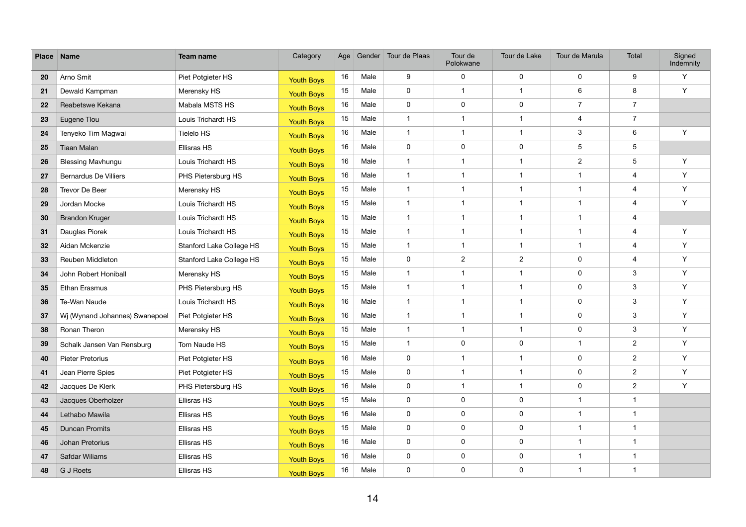| Place | Name | Team name | Category | Age | Gender | Tour de Plaas | Tour de Polokwane | Tour de Lake | Tour de Marula | Total | Signed Indemnity |
|---|---|---|---|---|---|---|---|---|---|---|---|
| 20 | Arno Smit | Piet Potgieter HS | Youth Boys | 16 | Male | 9 | 0 | 0 | 0 | 9 | Y |
| 21 | Dewald Kampman | Merensky HS | Youth Boys | 15 | Male | 0 | 1 | 1 | 6 | 8 | Y |
| 22 | Reabetswe Kekana | Mabala MSTS HS | Youth Boys | 16 | Male | 0 | 0 | 0 | 7 | 7 | |
| 23 | Eugene Tlou | Louis Trichardt HS | Youth Boys | 15 | Male | 1 | 1 | 1 | 4 | 7 | |
| 24 | Tenyeko Tim Magwai | Tielelo HS | Youth Boys | 16 | Male | 1 | 1 | 1 | 3 | 6 | Y |
| 25 | Tiaan Malan | Ellisras HS | Youth Boys | 16 | Male | 0 | 0 | 0 | 5 | 5 | |
| 26 | Blessing Mavhungu | Louis Trichardt HS | Youth Boys | 16 | Male | 1 | 1 | 1 | 2 | 5 | Y |
| 27 | Bernardus De Villiers | PHS Pietersburg HS | Youth Boys | 16 | Male | 1 | 1 | 1 | 1 | 4 | Y |
| 28 | Trevor De Beer | Merensky HS | Youth Boys | 15 | Male | 1 | 1 | 1 | 1 | 4 | Y |
| 29 | Jordan Mocke | Louis Trichardt HS | Youth Boys | 15 | Male | 1 | 1 | 1 | 1 | 4 | Y |
| 30 | Brandon Kruger | Louis Trichardt HS | Youth Boys | 15 | Male | 1 | 1 | 1 | 1 | 4 | |
| 31 | Dauglas Piorek | Louis Trichardt HS | Youth Boys | 15 | Male | 1 | 1 | 1 | 1 | 4 | Y |
| 32 | Aidan Mckenzie | Stanford Lake College HS | Youth Boys | 15 | Male | 1 | 1 | 1 | 1 | 4 | Y |
| 33 | Reuben Middleton | Stanford Lake College HS | Youth Boys | 15 | Male | 0 | 2 | 2 | 0 | 4 | Y |
| 34 | John Robert Honiball | Merensky HS | Youth Boys | 15 | Male | 1 | 1 | 1 | 0 | 3 | Y |
| 35 | Ethan Erasmus | PHS Pietersburg HS | Youth Boys | 15 | Male | 1 | 1 | 1 | 0 | 3 | Y |
| 36 | Te-Wan Naude | Louis Trichardt HS | Youth Boys | 16 | Male | 1 | 1 | 1 | 0 | 3 | Y |
| 37 | Wj (Wynand Johannes) Swanepoel | Piet Potgieter HS | Youth Boys | 16 | Male | 1 | 1 | 1 | 0 | 3 | Y |
| 38 | Ronan Theron | Merensky HS | Youth Boys | 15 | Male | 1 | 1 | 1 | 0 | 3 | Y |
| 39 | Schalk Jansen Van Rensburg | Tom Naude HS | Youth Boys | 15 | Male | 1 | 0 | 0 | 1 | 2 | Y |
| 40 | Pieter Pretorius | Piet Potgieter HS | Youth Boys | 16 | Male | 0 | 1 | 1 | 0 | 2 | Y |
| 41 | Jean Pierre Spies | Piet Potgieter HS | Youth Boys | 15 | Male | 0 | 1 | 1 | 0 | 2 | Y |
| 42 | Jacques De Klerk | PHS Pietersburg HS | Youth Boys | 16 | Male | 0 | 1 | 1 | 0 | 2 | Y |
| 43 | Jacques Oberholzer | Ellisras HS | Youth Boys | 15 | Male | 0 | 0 | 0 | 1 | 1 | |
| 44 | Lethabo Mawila | Ellisras HS | Youth Boys | 16 | Male | 0 | 0 | 0 | 1 | 1 | |
| 45 | Duncan Promits | Ellisras HS | Youth Boys | 15 | Male | 0 | 0 | 0 | 1 | 1 | |
| 46 | Johan Pretorius | Ellisras HS | Youth Boys | 16 | Male | 0 | 0 | 0 | 1 | 1 | |
| 47 | Safdar Wiliams | Ellisras HS | Youth Boys | 16 | Male | 0 | 0 | 0 | 1 | 1 | |
| 48 | G J Roets | Ellisras HS | Youth Boys | 16 | Male | 0 | 0 | 0 | 1 | 1 | |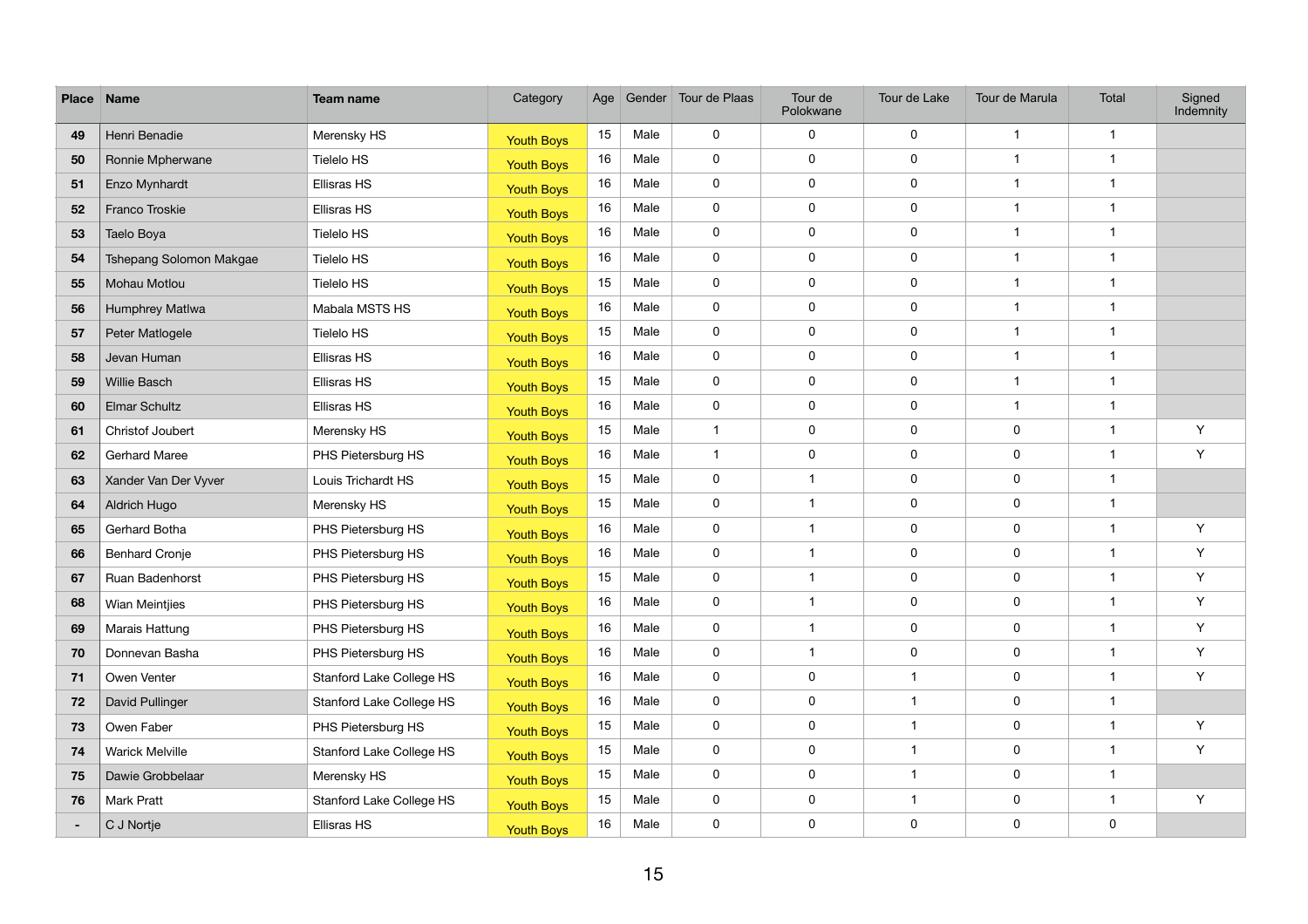| Place | Name | Team name | Category | Age | Gender | Tour de Plaas | Tour de Polokwane | Tour de Lake | Tour de Marula | Total | Signed Indemnity |
|---|---|---|---|---|---|---|---|---|---|---|---|
| 49 | Henri Benadie | Merensky HS | Youth Boys | 15 | Male | 0 | 0 | 0 | 1 | 1 | |
| 50 | Ronnie Mpherwane | Tielelo HS | Youth Boys | 16 | Male | 0 | 0 | 0 | 1 | 1 | |
| 51 | Enzo Mynhardt | Ellisras HS | Youth Boys | 16 | Male | 0 | 0 | 0 | 1 | 1 | |
| 52 | Franco Troskie | Ellisras HS | Youth Boys | 16 | Male | 0 | 0 | 0 | 1 | 1 | |
| 53 | Taelo Boya | Tielelo HS | Youth Boys | 16 | Male | 0 | 0 | 0 | 1 | 1 | |
| 54 | Tshepang Solomon Makgae | Tielelo HS | Youth Boys | 16 | Male | 0 | 0 | 0 | 1 | 1 | |
| 55 | Mohau Motlou | Tielelo HS | Youth Boys | 15 | Male | 0 | 0 | 0 | 1 | 1 | |
| 56 | Humphrey Matlwa | Mabala MSTS HS | Youth Boys | 16 | Male | 0 | 0 | 0 | 1 | 1 | |
| 57 | Peter Matlogele | Tielelo HS | Youth Boys | 15 | Male | 0 | 0 | 0 | 1 | 1 | |
| 58 | Jevan Human | Ellisras HS | Youth Boys | 16 | Male | 0 | 0 | 0 | 1 | 1 | |
| 59 | Willie Basch | Ellisras HS | Youth Boys | 15 | Male | 0 | 0 | 0 | 1 | 1 | |
| 60 | Elmar Schultz | Ellisras HS | Youth Boys | 16 | Male | 0 | 0 | 0 | 1 | 1 | |
| 61 | Christof Joubert | Merensky HS | Youth Boys | 15 | Male | 1 | 0 | 0 | 0 | 1 | Y |
| 62 | Gerhard Maree | PHS Pietersburg HS | Youth Boys | 16 | Male | 1 | 0 | 0 | 0 | 1 | Y |
| 63 | Xander Van Der Vyver | Louis Trichardt HS | Youth Boys | 15 | Male | 0 | 1 | 0 | 0 | 1 | |
| 64 | Aldrich Hugo | Merensky HS | Youth Boys | 15 | Male | 0 | 1 | 0 | 0 | 1 | |
| 65 | Gerhard Botha | PHS Pietersburg HS | Youth Boys | 16 | Male | 0 | 1 | 0 | 0 | 1 | Y |
| 66 | Benhard Cronje | PHS Pietersburg HS | Youth Boys | 16 | Male | 0 | 1 | 0 | 0 | 1 | Y |
| 67 | Ruan Badenhorst | PHS Pietersburg HS | Youth Boys | 15 | Male | 0 | 1 | 0 | 0 | 1 | Y |
| 68 | Wian Meintjies | PHS Pietersburg HS | Youth Boys | 16 | Male | 0 | 1 | 0 | 0 | 1 | Y |
| 69 | Marais Hattung | PHS Pietersburg HS | Youth Boys | 16 | Male | 0 | 1 | 0 | 0 | 1 | Y |
| 70 | Donnevan Basha | PHS Pietersburg HS | Youth Boys | 16 | Male | 0 | 1 | 0 | 0 | 1 | Y |
| 71 | Owen Venter | Stanford Lake College HS | Youth Boys | 16 | Male | 0 | 0 | 1 | 0 | 1 | Y |
| 72 | David Pullinger | Stanford Lake College HS | Youth Boys | 16 | Male | 0 | 0 | 1 | 0 | 1 | |
| 73 | Owen Faber | PHS Pietersburg HS | Youth Boys | 15 | Male | 0 | 0 | 1 | 0 | 1 | Y |
| 74 | Warick Melville | Stanford Lake College HS | Youth Boys | 15 | Male | 0 | 0 | 1 | 0 | 1 | Y |
| 75 | Dawie Grobbelaar | Merensky HS | Youth Boys | 15 | Male | 0 | 0 | 1 | 0 | 1 | |
| 76 | Mark Pratt | Stanford Lake College HS | Youth Boys | 15 | Male | 0 | 0 | 1 | 0 | 1 | Y |
| - | C J Nortje | Ellisras HS | Youth Boys | 16 | Male | 0 | 0 | 0 | 0 | 0 | |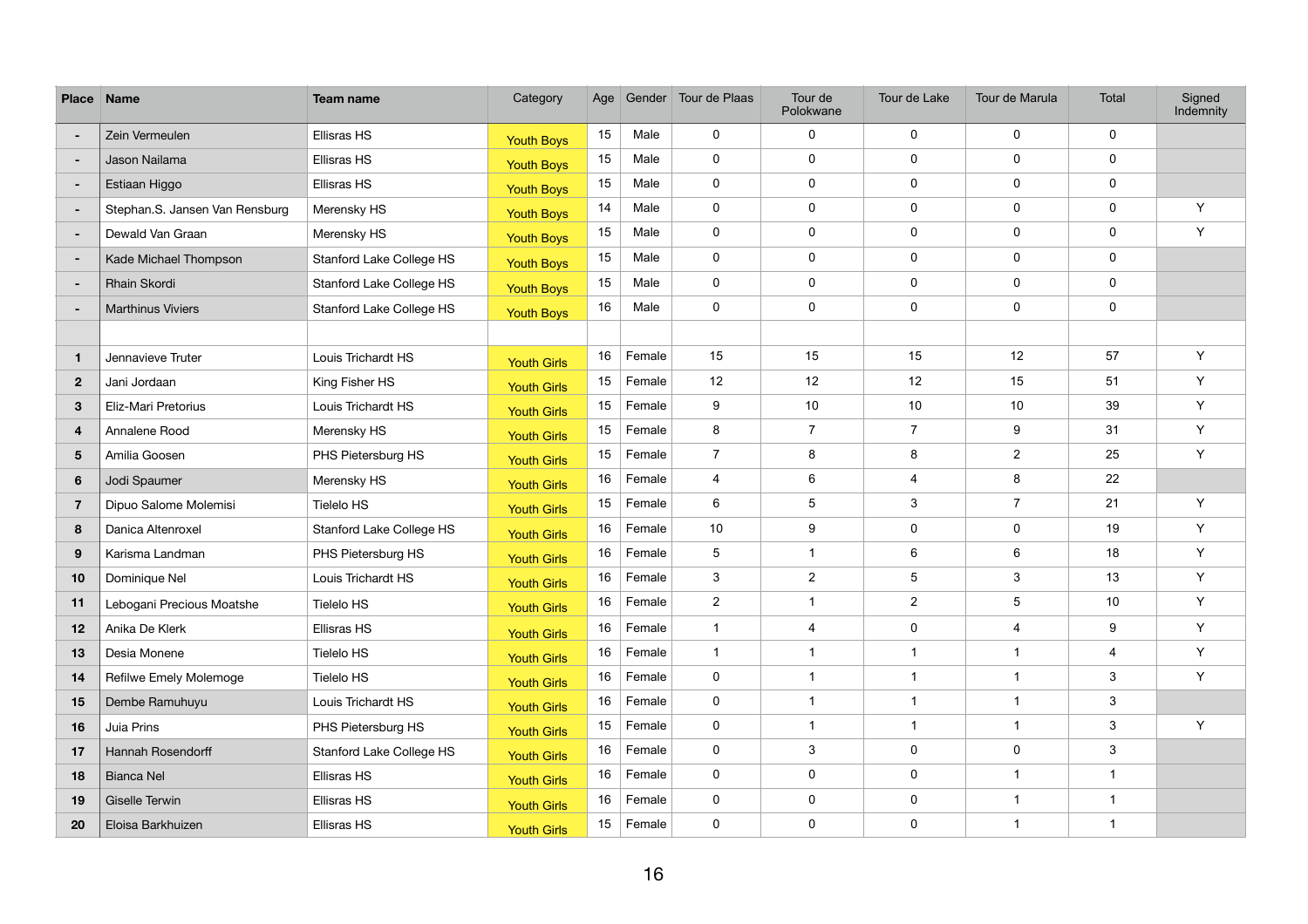| Place | Name | Team name | Category | Age | Gender | Tour de Plaas | Tour de Polokwane | Tour de Lake | Tour de Marula | Total | Signed Indemnity |
|---|---|---|---|---|---|---|---|---|---|---|---|
| - | Zein Vermeulen | Ellisras HS | Youth Boys | 15 | Male | 0 | 0 | 0 | 0 | 0 | |
| - | Jason Nailama | Ellisras HS | Youth Boys | 15 | Male | 0 | 0 | 0 | 0 | 0 | |
| - | Estiaan Higgo | Ellisras HS | Youth Boys | 15 | Male | 0 | 0 | 0 | 0 | 0 | |
| - | Stephan.S. Jansen Van Rensburg | Merensky HS | Youth Boys | 14 | Male | 0 | 0 | 0 | 0 | 0 | Y |
| - | Dewald Van Graan | Merensky HS | Youth Boys | 15 | Male | 0 | 0 | 0 | 0 | 0 | Y |
| - | Kade Michael Thompson | Stanford Lake College HS | Youth Boys | 15 | Male | 0 | 0 | 0 | 0 | 0 | |
| - | Rhain Skordi | Stanford Lake College HS | Youth Boys | 15 | Male | 0 | 0 | 0 | 0 | 0 | |
| - | Marthinus Viviers | Stanford Lake College HS | Youth Boys | 16 | Male | 0 | 0 | 0 | 0 | 0 | |
| | | | | | | | | | | | |
| 1 | Jennavieve Truter | Louis Trichardt HS | Youth Girls | 16 | Female | 15 | 15 | 15 | 12 | 57 | Y |
| 2 | Jani Jordaan | King Fisher HS | Youth Girls | 15 | Female | 12 | 12 | 12 | 15 | 51 | Y |
| 3 | Eliz-Mari Pretorius | Louis Trichardt HS | Youth Girls | 15 | Female | 9 | 10 | 10 | 10 | 39 | Y |
| 4 | Annalene Rood | Merensky HS | Youth Girls | 15 | Female | 8 | 7 | 7 | 9 | 31 | Y |
| 5 | Amilia Goosen | PHS Pietersburg HS | Youth Girls | 15 | Female | 7 | 8 | 8 | 2 | 25 | Y |
| 6 | Jodi Spaumer | Merensky HS | Youth Girls | 16 | Female | 4 | 6 | 4 | 8 | 22 | |
| 7 | Dipuo Salome Molemisi | Tielelo HS | Youth Girls | 15 | Female | 6 | 5 | 3 | 7 | 21 | Y |
| 8 | Danica Altenroxel | Stanford Lake College HS | Youth Girls | 16 | Female | 10 | 9 | 0 | 0 | 19 | Y |
| 9 | Karisma Landman | PHS Pietersburg HS | Youth Girls | 16 | Female | 5 | 1 | 6 | 6 | 18 | Y |
| 10 | Dominique Nel | Louis Trichardt HS | Youth Girls | 16 | Female | 3 | 2 | 5 | 3 | 13 | Y |
| 11 | Lebogani Precious Moatshe | Tielelo HS | Youth Girls | 16 | Female | 2 | 1 | 2 | 5 | 10 | Y |
| 12 | Anika De Klerk | Ellisras HS | Youth Girls | 16 | Female | 1 | 4 | 0 | 4 | 9 | Y |
| 13 | Desia Monene | Tielelo HS | Youth Girls | 16 | Female | 1 | 1 | 1 | 1 | 4 | Y |
| 14 | Refilwe Emely Molemoge | Tielelo HS | Youth Girls | 16 | Female | 0 | 1 | 1 | 1 | 3 | Y |
| 15 | Dembe Ramuhuyu | Louis Trichardt HS | Youth Girls | 16 | Female | 0 | 1 | 1 | 1 | 3 | |
| 16 | Juia Prins | PHS Pietersburg HS | Youth Girls | 15 | Female | 0 | 1 | 1 | 1 | 3 | Y |
| 17 | Hannah Rosendorff | Stanford Lake College HS | Youth Girls | 16 | Female | 0 | 3 | 0 | 0 | 3 | |
| 18 | Bianca Nel | Ellisras HS | Youth Girls | 16 | Female | 0 | 0 | 0 | 1 | 1 | |
| 19 | Giselle Terwin | Ellisras HS | Youth Girls | 16 | Female | 0 | 0 | 0 | 1 | 1 | |
| 20 | Eloisa Barkhuizen | Ellisras HS | Youth Girls | 15 | Female | 0 | 0 | 0 | 1 | 1 | |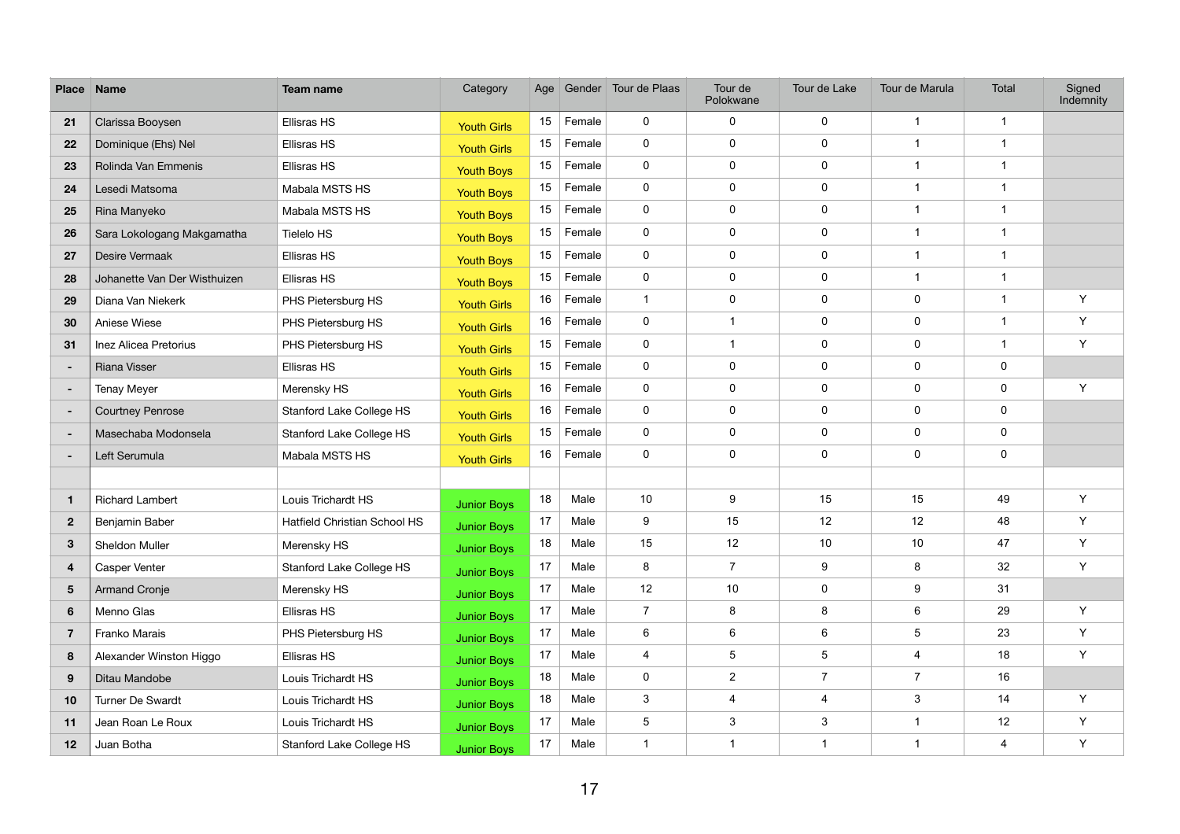| Place | Name | Team name | Category | Age | Gender | Tour de Plaas | Tour de Polokwane | Tour de Lake | Tour de Marula | Total | Signed Indemnity |
|---|---|---|---|---|---|---|---|---|---|---|---|
| 21 | Clarissa Booysen | Ellisras HS | Youth Girls | 15 | Female | 0 | 0 | 0 | 1 | 1 | |
| 22 | Dominique (Ehs) Nel | Ellisras HS | Youth Girls | 15 | Female | 0 | 0 | 0 | 1 | 1 | |
| 23 | Rolinda Van Emmenis | Ellisras HS | Youth Boys | 15 | Female | 0 | 0 | 0 | 1 | 1 | |
| 24 | Lesedi Matsoma | Mabala MSTS HS | Youth Boys | 15 | Female | 0 | 0 | 0 | 1 | 1 | |
| 25 | Rina Manyeko | Mabala MSTS HS | Youth Boys | 15 | Female | 0 | 0 | 0 | 1 | 1 | |
| 26 | Sara Lokologang Makgamatha | Tielelo HS | Youth Boys | 15 | Female | 0 | 0 | 0 | 1 | 1 | |
| 27 | Desire Vermaak | Ellisras HS | Youth Boys | 15 | Female | 0 | 0 | 0 | 1 | 1 | |
| 28 | Johanette Van Der Wisthuizen | Ellisras HS | Youth Boys | 15 | Female | 0 | 0 | 0 | 1 | 1 | |
| 29 | Diana Van Niekerk | PHS Pietersburg HS | Youth Girls | 16 | Female | 1 | 0 | 0 | 0 | 1 | Y |
| 30 | Aniese Wiese | PHS Pietersburg HS | Youth Girls | 16 | Female | 0 | 1 | 0 | 0 | 1 | Y |
| 31 | Inez Alicea Pretorius | PHS Pietersburg HS | Youth Girls | 15 | Female | 0 | 1 | 0 | 0 | 1 | Y |
| - | Riana Visser | Ellisras HS | Youth Girls | 15 | Female | 0 | 0 | 0 | 0 | 0 | |
| - | Tenay Meyer | Merensky HS | Youth Girls | 16 | Female | 0 | 0 | 0 | 0 | 0 | Y |
| - | Courtney Penrose | Stanford Lake College HS | Youth Girls | 16 | Female | 0 | 0 | 0 | 0 | 0 | |
| - | Masechaba Modonsela | Stanford Lake College HS | Youth Girls | 15 | Female | 0 | 0 | 0 | 0 | 0 | |
| - | Left Serumula | Mabala MSTS HS | Youth Girls | 16 | Female | 0 | 0 | 0 | 0 | 0 | |
| | | | | | | | | | | | |
| 1 | Richard Lambert | Louis Trichardt HS | Junior Boys | 18 | Male | 10 | 9 | 15 | 15 | 49 | Y |
| 2 | Benjamin Baber | Hatfield Christian School HS | Junior Boys | 17 | Male | 9 | 15 | 12 | 12 | 48 | Y |
| 3 | Sheldon Muller | Merensky HS | Junior Boys | 18 | Male | 15 | 12 | 10 | 10 | 47 | Y |
| 4 | Casper Venter | Stanford Lake College HS | Junior Boys | 17 | Male | 8 | 7 | 9 | 8 | 32 | Y |
| 5 | Armand Cronje | Merensky HS | Junior Boys | 17 | Male | 12 | 10 | 0 | 9 | 31 | |
| 6 | Menno Glas | Ellisras HS | Junior Boys | 17 | Male | 7 | 8 | 8 | 6 | 29 | Y |
| 7 | Franko Marais | PHS Pietersburg HS | Junior Boys | 17 | Male | 6 | 6 | 6 | 5 | 23 | Y |
| 8 | Alexander Winston Higgo | Ellisras HS | Junior Boys | 17 | Male | 4 | 5 | 5 | 4 | 18 | Y |
| 9 | Ditau Mandobe | Louis Trichardt HS | Junior Boys | 18 | Male | 0 | 2 | 7 | 7 | 16 | |
| 10 | Turner De Swardt | Louis Trichardt HS | Junior Boys | 18 | Male | 3 | 4 | 4 | 3 | 14 | Y |
| 11 | Jean Roan Le Roux | Louis Trichardt HS | Junior Boys | 17 | Male | 5 | 3 | 3 | 1 | 12 | Y |
| 12 | Juan Botha | Stanford Lake College HS | Junior Boys | 17 | Male | 1 | 1 | 1 | 1 | 4 | Y |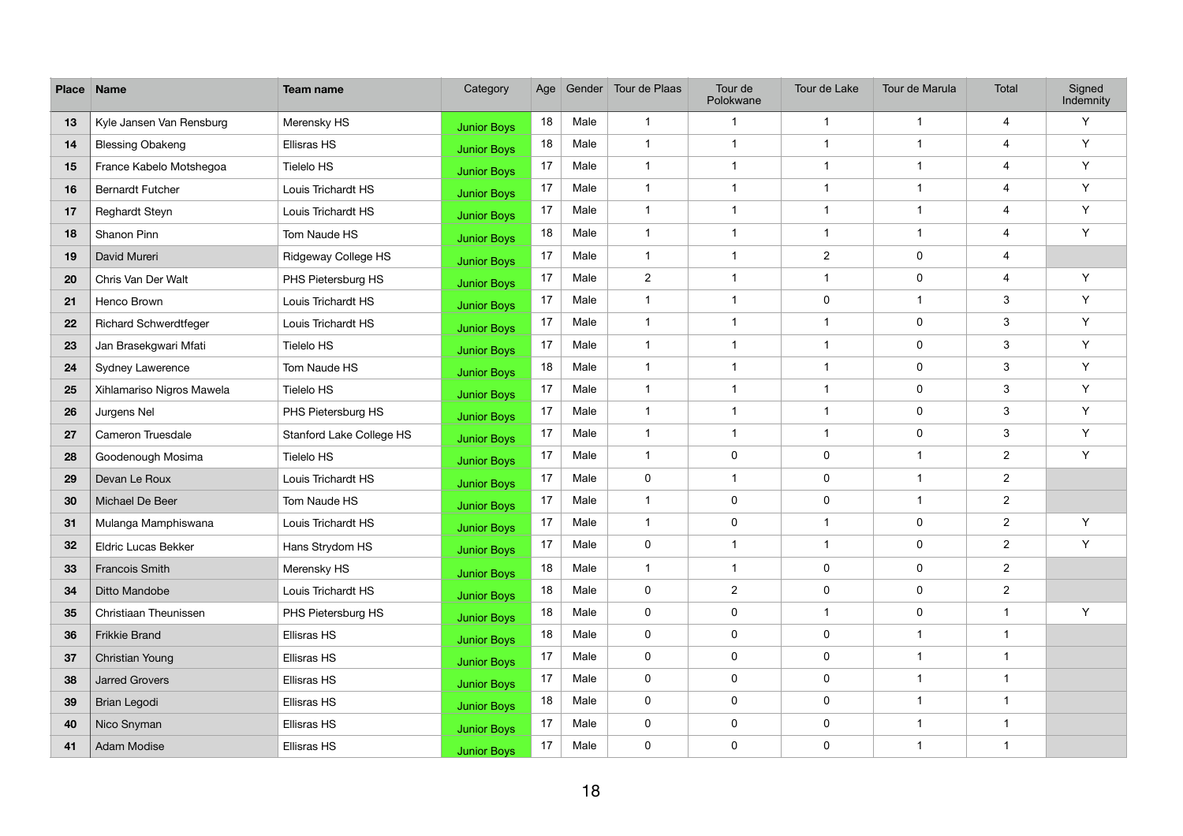| Place | Name | Team name | Category | Age | Gender | Tour de Plaas | Tour de Polokwane | Tour de Lake | Tour de Marula | Total | Signed Indemnity |
|---|---|---|---|---|---|---|---|---|---|---|---|
| 13 | Kyle Jansen Van Rensburg | Merensky HS | Junior Boys | 18 | Male | 1 | 1 | 1 | 1 | 4 | Y |
| 14 | Blessing Obakeng | Ellisras HS | Junior Boys | 18 | Male | 1 | 1 | 1 | 1 | 4 | Y |
| 15 | France Kabelo Motshegoa | Tielelo HS | Junior Boys | 17 | Male | 1 | 1 | 1 | 1 | 4 | Y |
| 16 | Bernardt Futcher | Louis Trichardt HS | Junior Boys | 17 | Male | 1 | 1 | 1 | 1 | 4 | Y |
| 17 | Reghardt Steyn | Louis Trichardt HS | Junior Boys | 17 | Male | 1 | 1 | 1 | 1 | 4 | Y |
| 18 | Shanon Pinn | Tom Naude HS | Junior Boys | 18 | Male | 1 | 1 | 1 | 1 | 4 | Y |
| 19 | David Mureri | Ridgeway College HS | Junior Boys | 17 | Male | 1 | 1 | 2 | 0 | 4 | |
| 20 | Chris Van Der Walt | PHS Pietersburg HS | Junior Boys | 17 | Male | 2 | 1 | 1 | 0 | 4 | Y |
| 21 | Henco Brown | Louis Trichardt HS | Junior Boys | 17 | Male | 1 | 1 | 0 | 1 | 3 | Y |
| 22 | Richard Schwerdtfeger | Louis Trichardt HS | Junior Boys | 17 | Male | 1 | 1 | 1 | 0 | 3 | Y |
| 23 | Jan Brasekgwari Mfati | Tielelo HS | Junior Boys | 17 | Male | 1 | 1 | 1 | 0 | 3 | Y |
| 24 | Sydney Lawerence | Tom Naude HS | Junior Boys | 18 | Male | 1 | 1 | 1 | 0 | 3 | Y |
| 25 | Xihlamariso Nigros Mawela | Tielelo HS | Junior Boys | 17 | Male | 1 | 1 | 1 | 0 | 3 | Y |
| 26 | Jurgens Nel | PHS Pietersburg HS | Junior Boys | 17 | Male | 1 | 1 | 1 | 0 | 3 | Y |
| 27 | Cameron Truesdale | Stanford Lake College HS | Junior Boys | 17 | Male | 1 | 1 | 1 | 0 | 3 | Y |
| 28 | Goodenough Mosima | Tielelo HS | Junior Boys | 17 | Male | 1 | 0 | 0 | 1 | 2 | Y |
| 29 | Devan Le Roux | Louis Trichardt HS | Junior Boys | 17 | Male | 0 | 1 | 0 | 1 | 2 | |
| 30 | Michael De Beer | Tom Naude HS | Junior Boys | 17 | Male | 1 | 0 | 0 | 1 | 2 | |
| 31 | Mulanga Mamphiswana | Louis Trichardt HS | Junior Boys | 17 | Male | 1 | 0 | 1 | 0 | 2 | Y |
| 32 | Eldric Lucas Bekker | Hans Strydom HS | Junior Boys | 17 | Male | 0 | 1 | 1 | 0 | 2 | Y |
| 33 | Francois Smith | Merensky HS | Junior Boys | 18 | Male | 1 | 1 | 0 | 0 | 2 | |
| 34 | Ditto Mandobe | Louis Trichardt HS | Junior Boys | 18 | Male | 0 | 2 | 0 | 0 | 2 | |
| 35 | Christiaan Theunissen | PHS Pietersburg HS | Junior Boys | 18 | Male | 0 | 0 | 1 | 0 | 1 | Y |
| 36 | Frikkie Brand | Ellisras HS | Junior Boys | 18 | Male | 0 | 0 | 0 | 1 | 1 | |
| 37 | Christian Young | Ellisras HS | Junior Boys | 17 | Male | 0 | 0 | 0 | 1 | 1 | |
| 38 | Jarred Grovers | Ellisras HS | Junior Boys | 17 | Male | 0 | 0 | 0 | 1 | 1 | |
| 39 | Brian Legodi | Ellisras HS | Junior Boys | 18 | Male | 0 | 0 | 0 | 1 | 1 | |
| 40 | Nico Snyman | Ellisras HS | Junior Boys | 17 | Male | 0 | 0 | 0 | 1 | 1 | |
| 41 | Adam Modise | Ellisras HS | Junior Boys | 17 | Male | 0 | 0 | 0 | 1 | 1 | |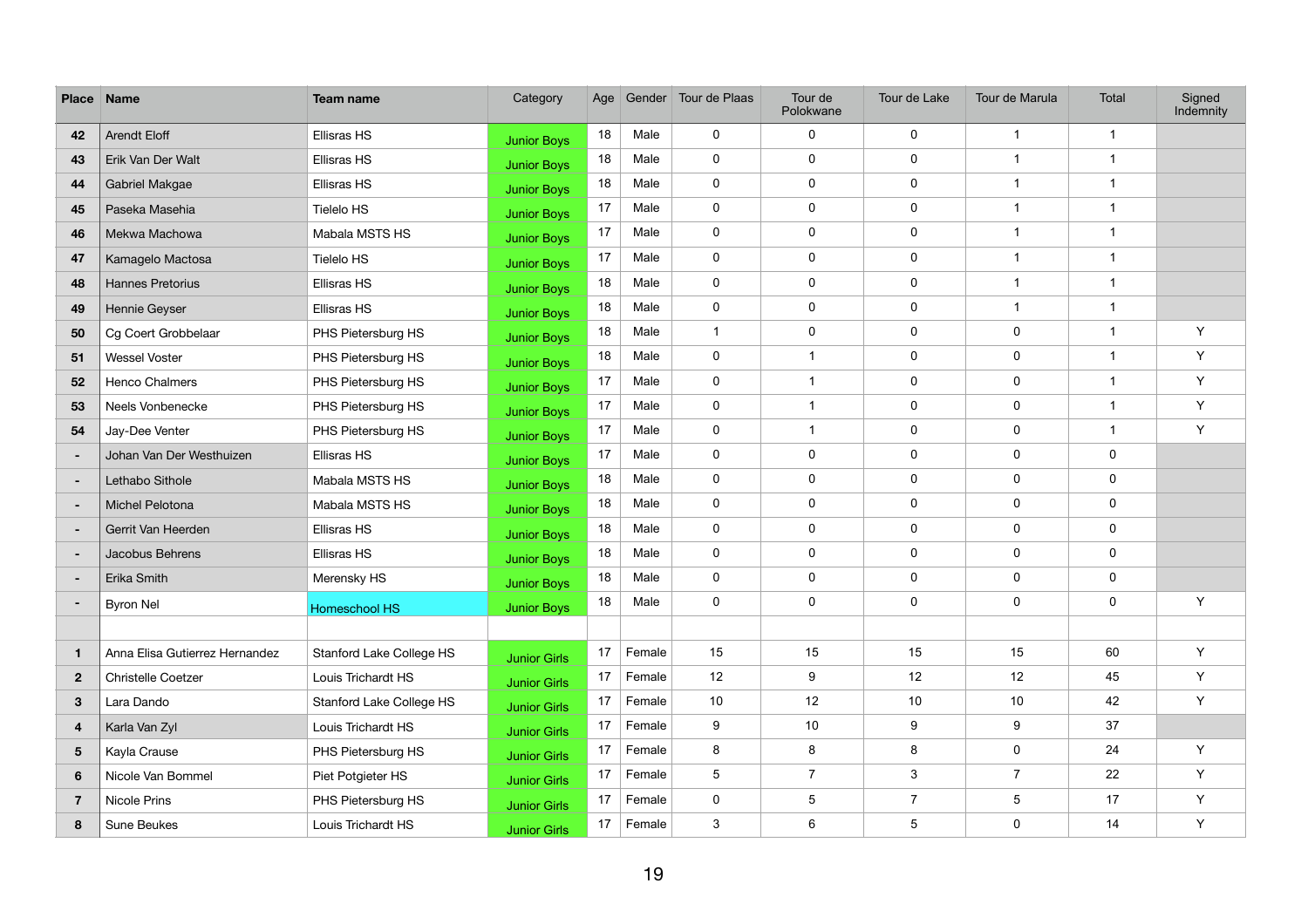| Place | Name | Team name | Category | Age | Gender | Tour de Plaas | Tour de Polokwane | Tour de Lake | Tour de Marula | Total | Signed Indemnity |
|---|---|---|---|---|---|---|---|---|---|---|---|
| 42 | Arendt Eloff | Ellisras HS | Junior Boys | 18 | Male | 0 | 0 | 0 | 1 | 1 | |
| 43 | Erik Van Der Walt | Ellisras HS | Junior Boys | 18 | Male | 0 | 0 | 0 | 1 | 1 | |
| 44 | Gabriel Makgae | Ellisras HS | Junior Boys | 18 | Male | 0 | 0 | 0 | 1 | 1 | |
| 45 | Paseka Masehia | Tielelo HS | Junior Boys | 17 | Male | 0 | 0 | 0 | 1 | 1 | |
| 46 | Mekwa Machowa | Mabala MSTS HS | Junior Boys | 17 | Male | 0 | 0 | 0 | 1 | 1 | |
| 47 | Kamagelo Mactosa | Tielelo HS | Junior Boys | 17 | Male | 0 | 0 | 0 | 1 | 1 | |
| 48 | Hannes Pretorius | Ellisras HS | Junior Boys | 18 | Male | 0 | 0 | 0 | 1 | 1 | |
| 49 | Hennie Geyser | Ellisras HS | Junior Boys | 18 | Male | 0 | 0 | 0 | 1 | 1 | |
| 50 | Cg Coert Grobbelaar | PHS Pietersburg HS | Junior Boys | 18 | Male | 1 | 0 | 0 | 0 | 1 | Y |
| 51 | Wessel Voster | PHS Pietersburg HS | Junior Boys | 18 | Male | 0 | 1 | 0 | 0 | 1 | Y |
| 52 | Henco Chalmers | PHS Pietersburg HS | Junior Boys | 17 | Male | 0 | 1 | 0 | 0 | 1 | Y |
| 53 | Neels Vonbenecke | PHS Pietersburg HS | Junior Boys | 17 | Male | 0 | 1 | 0 | 0 | 1 | Y |
| 54 | Jay-Dee Venter | PHS Pietersburg HS | Junior Boys | 17 | Male | 0 | 1 | 0 | 0 | 1 | Y |
| - | Johan Van Der Westhuizen | Ellisras HS | Junior Boys | 17 | Male | 0 | 0 | 0 | 0 | 0 | |
| - | Lethabo Sithole | Mabala MSTS HS | Junior Boys | 18 | Male | 0 | 0 | 0 | 0 | 0 | |
| - | Michel Pelotona | Mabala MSTS HS | Junior Boys | 18 | Male | 0 | 0 | 0 | 0 | 0 | |
| - | Gerrit Van Heerden | Ellisras HS | Junior Boys | 18 | Male | 0 | 0 | 0 | 0 | 0 | |
| - | Jacobus Behrens | Ellisras HS | Junior Boys | 18 | Male | 0 | 0 | 0 | 0 | 0 | |
| - | Erika Smith | Merensky HS | Junior Boys | 18 | Male | 0 | 0 | 0 | 0 | 0 | |
| - | Byron Nel | Homeschool HS | Junior Boys | 18 | Male | 0 | 0 | 0 | 0 | 0 | Y |
| | | | | | | | | | | | |
| 1 | Anna Elisa Gutierrez Hernandez | Stanford Lake College HS | Junior Girls | 17 | Female | 15 | 15 | 15 | 15 | 60 | Y |
| 2 | Christelle Coetzer | Louis Trichardt HS | Junior Girls | 17 | Female | 12 | 9 | 12 | 12 | 45 | Y |
| 3 | Lara Dando | Stanford Lake College HS | Junior Girls | 17 | Female | 10 | 12 | 10 | 10 | 42 | Y |
| 4 | Karla Van Zyl | Louis Trichardt HS | Junior Girls | 17 | Female | 9 | 10 | 9 | 9 | 37 | |
| 5 | Kayla Crause | PHS Pietersburg HS | Junior Girls | 17 | Female | 8 | 8 | 8 | 0 | 24 | Y |
| 6 | Nicole Van Bommel | Piet Potgieter HS | Junior Girls | 17 | Female | 5 | 7 | 3 | 7 | 22 | Y |
| 7 | Nicole Prins | PHS Pietersburg HS | Junior Girls | 17 | Female | 0 | 5 | 7 | 5 | 17 | Y |
| 8 | Sune Beukes | Louis Trichardt HS | Junior Girls | 17 | Female | 3 | 6 | 5 | 0 | 14 | Y |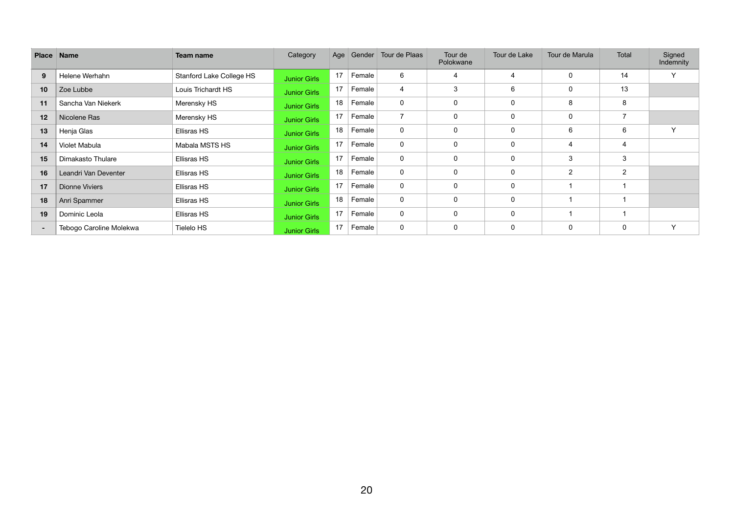| Place | Name | Team name | Category | Age | Gender | Tour de Plaas | Tour de Polokwane | Tour de Lake | Tour de Marula | Total | Signed Indemnity |
|---|---|---|---|---|---|---|---|---|---|---|---|
| 9 | Helene Werhahn | Stanford Lake College HS | Junior Girls | 17 | Female | 6 | 4 | 4 | 0 | 14 | Y |
| 10 | Zoe Lubbe | Louis Trichardt HS | Junior Girls | 17 | Female | 4 | 3 | 6 | 0 | 13 | |
| 11 | Sancha Van Niekerk | Merensky HS | Junior Girls | 18 | Female | 0 | 0 | 0 | 8 | 8 | |
| 12 | Nicolene Ras | Merensky HS | Junior Girls | 17 | Female | 7 | 0 | 0 | 0 | 7 | |
| 13 | Henja Glas | Ellisras HS | Junior Girls | 18 | Female | 0 | 0 | 0 | 6 | 6 | Y |
| 14 | Violet Mabula | Mabala MSTS HS | Junior Girls | 17 | Female | 0 | 0 | 0 | 4 | 4 | |
| 15 | Dimakasto Thulare | Ellisras HS | Junior Girls | 17 | Female | 0 | 0 | 0 | 3 | 3 | |
| 16 | Leandri Van Deventer | Ellisras HS | Junior Girls | 18 | Female | 0 | 0 | 0 | 2 | 2 | |
| 17 | Dionne Viviers | Ellisras HS | Junior Girls | 17 | Female | 0 | 0 | 0 | 1 | 1 | |
| 18 | Anri Spammer | Ellisras HS | Junior Girls | 18 | Female | 0 | 0 | 0 | 1 | 1 | |
| 19 | Dominic Leola | Ellisras HS | Junior Girls | 17 | Female | 0 | 0 | 0 | 1 | 1 | |
| - | Tebogo Caroline Molekwa | Tielelo HS | Junior Girls | 17 | Female | 0 | 0 | 0 | 0 | 0 | Y |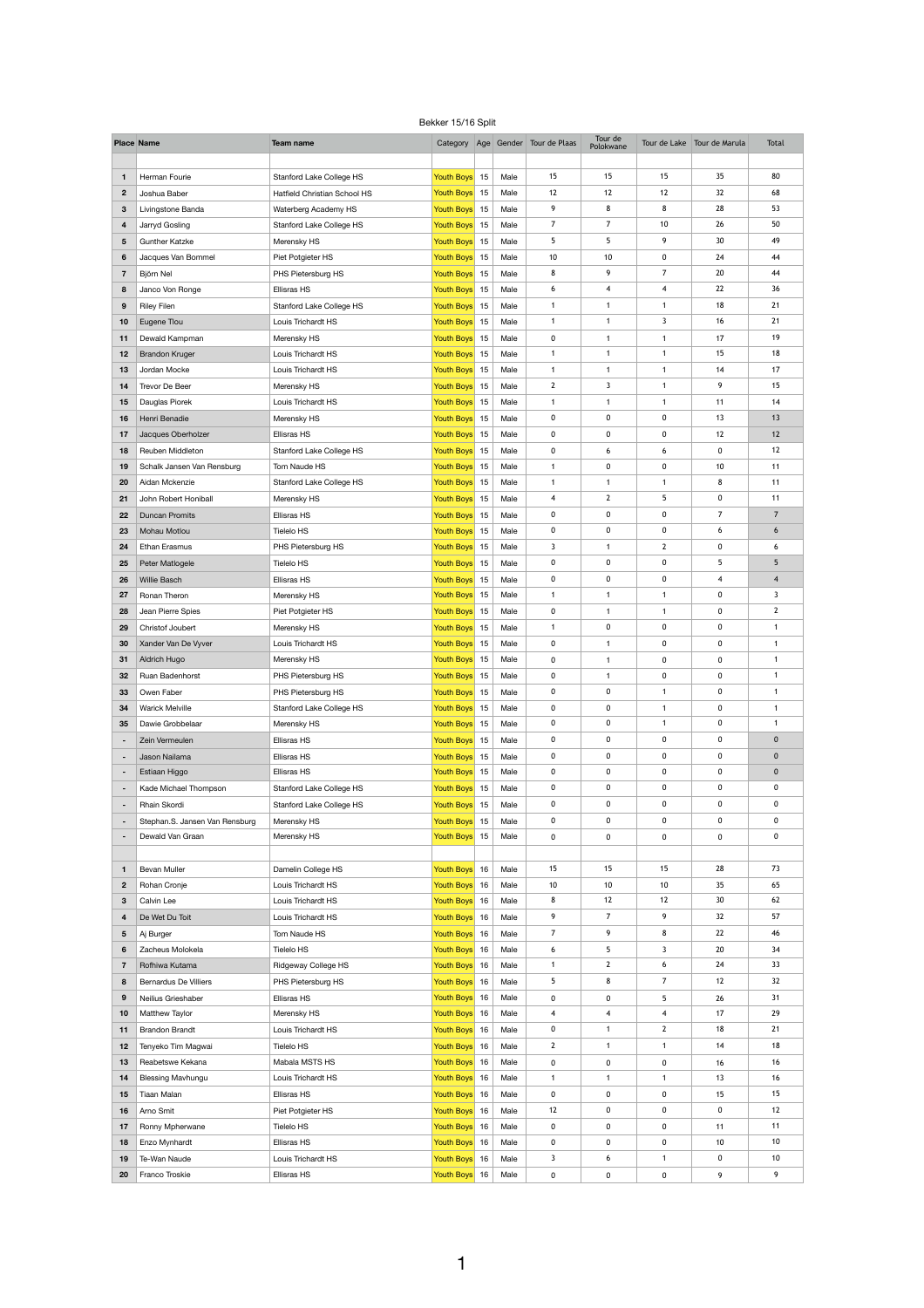Bekker 15/16 Split

| Place | Name | Team name | Category | Age | Gender | Tour de Plaas | Tour de Polokwane | Tour de Lake | Tour de Marula | Total |
|---|---|---|---|---|---|---|---|---|---|---|
| | | | | | | | | | | |
| 1 | Herman Fourie | Stanford Lake College HS | Youth Boys | 15 | Male | 15 | 15 | 15 | 35 | 80 |
| 2 | Joshua Baber | Hatfield Christian School HS | Youth Boys | 15 | Male | 12 | 12 | 12 | 32 | 68 |
| 3 | Livingstone Banda | Waterberg Academy HS | Youth Boys | 15 | Male | 9 | 8 | 8 | 28 | 53 |
| 4 | Jarryd Gosling | Stanford Lake College HS | Youth Boys | 15 | Male | 7 | 7 | 10 | 26 | 50 |
| 5 | Gunther Katzke | Merensky HS | Youth Boys | 15 | Male | 5 | 5 | 9 | 30 | 49 |
| 6 | Jacques Van Bommel | Piet Potgieter HS | Youth Boys | 15 | Male | 10 | 10 | 0 | 24 | 44 |
| 7 | Björn Nel | PHS Pietersburg HS | Youth Boys | 15 | Male | 8 | 9 | 7 | 20 | 44 |
| 8 | Janco Von Ronge | Ellisras HS | Youth Boys | 15 | Male | 6 | 4 | 4 | 22 | 36 |
| 9 | Riley Filen | Stanford Lake College HS | Youth Boys | 15 | Male | 1 | 1 | 1 | 18 | 21 |
| 10 | Eugene Tlou | Louis Trichardt HS | Youth Boys | 15 | Male | 1 | 1 | 3 | 16 | 21 |
| 11 | Dewald Kampman | Merensky HS | Youth Boys | 15 | Male | 0 | 1 | 1 | 17 | 19 |
| 12 | Brandon Kruger | Louis Trichardt HS | Youth Boys | 15 | Male | 1 | 1 | 1 | 15 | 18 |
| 13 | Jordan Mocke | Louis Trichardt HS | Youth Boys | 15 | Male | 1 | 1 | 1 | 14 | 17 |
| 14 | Trevor De Beer | Merensky HS | Youth Boys | 15 | Male | 2 | 3 | 1 | 9 | 15 |
| 15 | Dauglas Piorek | Louis Trichardt HS | Youth Boys | 15 | Male | 1 | 1 | 1 | 11 | 14 |
| 16 | Henri Benadie | Merensky HS | Youth Boys | 15 | Male | 0 | 0 | 0 | 13 | 13 |
| 17 | Jacques Oberholzer | Ellisras HS | Youth Boys | 15 | Male | 0 | 0 | 0 | 12 | 12 |
| 18 | Reuben Middleton | Stanford Lake College HS | Youth Boys | 15 | Male | 0 | 6 | 6 | 0 | 12 |
| 19 | Schalk Jansen Van Rensburg | Tom Naude HS | Youth Boys | 15 | Male | 1 | 0 | 0 | 10 | 11 |
| 20 | Aidan Mckenzie | Stanford Lake College HS | Youth Boys | 15 | Male | 1 | 1 | 1 | 8 | 11 |
| 21 | John Robert Honiball | Merensky HS | Youth Boys | 15 | Male | 4 | 2 | 5 | 0 | 11 |
| 22 | Duncan Promits | Ellisras HS | Youth Boys | 15 | Male | 0 | 0 | 0 | 7 | 7 |
| 23 | Mohau Motlou | Tielelo HS | Youth Boys | 15 | Male | 0 | 0 | 0 | 6 | 6 |
| 24 | Ethan Erasmus | PHS Pietersburg HS | Youth Boys | 15 | Male | 3 | 1 | 2 | 0 | 6 |
| 25 | Peter Matlogele | Tielelo HS | Youth Boys | 15 | Male | 0 | 0 | 0 | 5 | 5 |
| 26 | Willie Basch | Ellisras HS | Youth Boys | 15 | Male | 0 | 0 | 0 | 4 | 4 |
| 27 | Ronan Theron | Merensky HS | Youth Boys | 15 | Male | 1 | 1 | 1 | 0 | 3 |
| 28 | Jean Pierre Spies | Piet Potgieter HS | Youth Boys | 15 | Male | 0 | 1 | 1 | 0 | 2 |
| 29 | Christof Joubert | Merensky HS | Youth Boys | 15 | Male | 1 | 0 | 0 | 0 | 1 |
| 30 | Xander Van De Vyver | Louis Trichardt HS | Youth Boys | 15 | Male | 0 | 1 | 0 | 0 | 1 |
| 31 | Aldrich Hugo | Merensky HS | Youth Boys | 15 | Male | 0 | 1 | 0 | 0 | 1 |
| 32 | Ruan Badenhorst | PHS Pietersburg HS | Youth Boys | 15 | Male | 0 | 1 | 0 | 0 | 1 |
| 33 | Owen Faber | PHS Pietersburg HS | Youth Boys | 15 | Male | 0 | 0 | 1 | 0 | 1 |
| 34 | Warick Melville | Stanford Lake College HS | Youth Boys | 15 | Male | 0 | 0 | 1 | 0 | 1 |
| 35 | Dawie Grobbelaar | Merensky HS | Youth Boys | 15 | Male | 0 | 0 | 1 | 0 | 1 |
| - | Zein Vermeulen | Ellisras HS | Youth Boys | 15 | Male | 0 | 0 | 0 | 0 | 0 |
| - | Jason Nailama | Ellisras HS | Youth Boys | 15 | Male | 0 | 0 | 0 | 0 | 0 |
| - | Estiaan Higgo | Ellisras HS | Youth Boys | 15 | Male | 0 | 0 | 0 | 0 | 0 |
| - | Kade Michael Thompson | Stanford Lake College HS | Youth Boys | 15 | Male | 0 | 0 | 0 | 0 | 0 |
| - | Rhain Skordi | Stanford Lake College HS | Youth Boys | 15 | Male | 0 | 0 | 0 | 0 | 0 |
| - | Stephan.S. Jansen Van Rensburg | Merensky HS | Youth Boys | 15 | Male | 0 | 0 | 0 | 0 | 0 |
| - | Dewald Van Graan | Merensky HS | Youth Boys | 15 | Male | 0 | 0 | 0 | 0 | 0 |
| | | | | | | | | | | |
| 1 | Bevan Muller | Damelin College HS | Youth Boys | 16 | Male | 15 | 15 | 15 | 28 | 73 |
| 2 | Rohan Cronje | Louis Trichardt HS | Youth Boys | 16 | Male | 10 | 10 | 10 | 35 | 65 |
| 3 | Calvin Lee | Louis Trichardt HS | Youth Boys | 16 | Male | 8 | 12 | 12 | 30 | 62 |
| 4 | De Wet Du Toit | Louis Trichardt HS | Youth Boys | 16 | Male | 9 | 7 | 9 | 32 | 57 |
| 5 | Aj Burger | Tom Naude HS | Youth Boys | 16 | Male | 7 | 9 | 8 | 22 | 46 |
| 6 | Zacheus Molokela | Tielelo HS | Youth Boys | 16 | Male | 6 | 5 | 3 | 20 | 34 |
| 7 | Rofhiwa Kutama | Ridgeway College HS | Youth Boys | 16 | Male | 1 | 2 | 6 | 24 | 33 |
| 8 | Bernardus De Villiers | PHS Pietersburg HS | Youth Boys | 16 | Male | 5 | 8 | 7 | 12 | 32 |
| 9 | Neilius Grieshaber | Ellisras HS | Youth Boys | 16 | Male | 0 | 0 | 5 | 26 | 31 |
| 10 | Matthew Taylor | Merensky HS | Youth Boys | 16 | Male | 4 | 4 | 4 | 17 | 29 |
| 11 | Brandon Brandt | Louis Trichardt HS | Youth Boys | 16 | Male | 0 | 1 | 2 | 18 | 21 |
| 12 | Tenyeko Tim Magwai | Tielelo HS | Youth Boys | 16 | Male | 2 | 1 | 1 | 14 | 18 |
| 13 | Reabetswe Kekana | Mabala MSTS HS | Youth Boys | 16 | Male | 0 | 0 | 0 | 16 | 16 |
| 14 | Blessing Mavhungu | Louis Trichardt HS | Youth Boys | 16 | Male | 1 | 1 | 1 | 13 | 16 |
| 15 | Tiaan Malan | Ellisras HS | Youth Boys | 16 | Male | 0 | 0 | 0 | 15 | 15 |
| 16 | Arno Smit | Piet Potgieter HS | Youth Boys | 16 | Male | 12 | 0 | 0 | 0 | 12 |
| 17 | Ronny Mpherwane | Tielelo HS | Youth Boys | 16 | Male | 0 | 0 | 0 | 11 | 11 |
| 18 | Enzo Mynhardt | Ellisras HS | Youth Boys | 16 | Male | 0 | 0 | 0 | 10 | 10 |
| 19 | Te-Wan Naude | Louis Trichardt HS | Youth Boys | 16 | Male | 3 | 6 | 1 | 0 | 10 |
| 20 | Franco Troskie | Ellisras HS | Youth Boys | 16 | Male | 0 | 0 | 0 | 9 | 9 |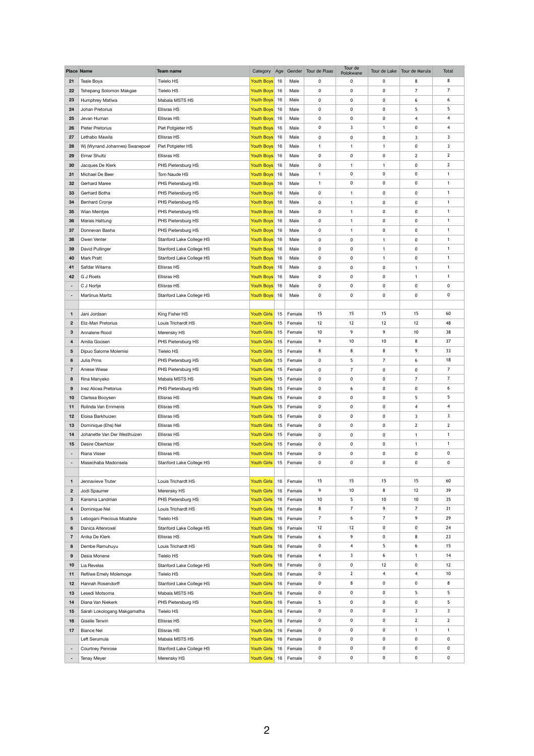| Place | Name | Team name | Category | Age | Gender | Tour de Plaas | Tour de Polokwane | Tour de Lake | Tour de Marula | Total |
|---|---|---|---|---|---|---|---|---|---|---|
| 21 | Teale Boya | Tielelo HS | Youth Boys | 16 | Male | 0 | 0 | 0 | 8 | 8 |
| 22 | Tshepang Solomon Makgae | Tielelo HS | Youth Boys | 16 | Male | 0 | 0 | 0 | 7 | 7 |
| 23 | Humphrey Matlwa | Mabala MSTS HS | Youth Boys | 16 | Male | 0 | 0 | 0 | 6 | 6 |
| 24 | Johan Pretorius | Ellisras HS | Youth Boys | 16 | Male | 0 | 0 | 0 | 5 | 5 |
| 25 | Jevan Human | Ellisras HS | Youth Boys | 16 | Male | 0 | 0 | 0 | 4 | 4 |
| 26 | Pieter Pretorius | Piet Potgieter HS | Youth Boys | 16 | Male | 0 | 3 | 1 | 0 | 4 |
| 27 | Lethabo Mawila | Ellisras HS | Youth Boys | 16 | Male | 0 | 0 | 0 | 3 | 3 |
| 28 | Wj (Wynand Johannes) Swanepoel | Piet Potgieter HS | Youth Boys | 16 | Male | 1 | 1 | 1 | 0 | 3 |
| 29 | Elmar Shultz | Ellisras HS | Youth Boys | 16 | Male | 0 | 0 | 0 | 2 | 2 |
| 30 | Jacques De Klerk | PHS Pietersburg HS | Youth Boys | 16 | Male | 0 | 1 | 1 | 0 | 2 |
| 31 | Michael De Beer | Tom Naude HS | Youth Boys | 16 | Male | 1 | 0 | 0 | 0 | 1 |
| 32 | Gerhard Maree | PHS Pietersburg HS | Youth Boys | 16 | Male | 1 | 0 | 0 | 0 | 1 |
| 33 | Gerhard Botha | PHS Pietersburg HS | Youth Boys | 16 | Male | 0 | 1 | 0 | 0 | 1 |
| 34 | Benhard Cronje | PHS Pietersburg HS | Youth Boys | 16 | Male | 0 | 1 | 0 | 0 | 1 |
| 35 | Wian Meintjes | PHS Pietersburg HS | Youth Boys | 16 | Male | 0 | 1 | 0 | 0 | 1 |
| 36 | Marais Hattung | PHS Pietersburg HS | Youth Boys | 16 | Male | 0 | 1 | 0 | 0 | 1 |
| 37 | Donnevan Basha | PHS Pietersburg HS | Youth Boys | 16 | Male | 0 | 1 | 0 | 0 | 1 |
| 38 | Owen Venter | Stanford Lake College HS | Youth Boys | 16 | Male | 0 | 0 | 1 | 0 | 1 |
| 39 | David Pullinger | Stanford Lake College HS | Youth Boys | 16 | Male | 0 | 0 | 1 | 0 | 1 |
| 40 | Mark Pratt | Stanford Lake College HS | Youth Boys | 16 | Male | 0 | 0 | 1 | 0 | 1 |
| 41 | Safdar Wiliams | Ellisras HS | Youth Boys | 16 | Male | 0 | 0 | 0 | 1 | 1 |
| 42 | G J Roets | Ellisras HS | Youth Boys | 16 | Male | 0 | 0 | 0 | 1 | 1 |
| - | C J Nortje | Ellisras HS | Youth Boys | 16 | Male | 0 | 0 | 0 | 0 | 0 |
| - | Martinus Maritz | Stanford Lake College HS | Youth Boys | 16 | Male | 0 | 0 | 0 | 0 | 0 |
| | | | | | | | | | | |
| 1 | Jani Jordaan | King Fisher HS | Youth Girls | 15 | Female | 15 | 15 | 15 | 15 | 60 |
| 2 | Eliz-Mari Pretorius | Louis Trichardt HS | Youth Girls | 15 | Female | 12 | 12 | 12 | 12 | 48 |
| 3 | Annalene Rood | Merensky HS | Youth Girls | 15 | Female | 10 | 9 | 9 | 10 | 38 |
| 4 | Amilia Goosen | PHS Pietersburg HS | Youth Girls | 15 | Female | 9 | 10 | 10 | 8 | 37 |
| 5 | Dipuo Salome Molemisi | Tielelo HS | Youth Girls | 15 | Female | 8 | 8 | 8 | 9 | 33 |
| 6 | Julia Prins | PHS Pietersburg HS | Youth Girls | 15 | Female | 0 | 5 | 7 | 6 | 18 |
| 7 | Aniese Wiese | PHS Pietersburg HS | Youth Girls | 15 | Female | 0 | 7 | 0 | 0 | 7 |
| 8 | Rina Manyeko | Mabala MSTS HS | Youth Girls | 15 | Female | 0 | 0 | 0 | 7 | 7 |
| 9 | Inez Alicea Pretorius | PHS Pietersburg HS | Youth Girls | 15 | Female | 0 | 6 | 0 | 0 | 6 |
| 10 | Clarissa Booysen | Ellisras HS | Youth Girls | 15 | Female | 0 | 0 | 0 | 5 | 5 |
| 11 | Rolinda Van Emmenis | Ellisras HS | Youth Girls | 15 | Female | 0 | 0 | 0 | 4 | 4 |
| 12 | Eloisa Barkhuizen | Ellisras HS | Youth Girls | 15 | Female | 0 | 0 | 0 | 3 | 3 |
| 13 | Dominique (Ehs) Nel | Ellisras HS | Youth Girls | 15 | Female | 0 | 0 | 0 | 2 | 2 |
| 14 | Johanette Van Der Westhuizen | Ellisras HS | Youth Girls | 15 | Female | 0 | 0 | 0 | 1 | 1 |
| 15 | Desire Oberhlzer | Ellisras HS | Youth Girls | 15 | Female | 0 | 0 | 0 | 1 | 1 |
| - | Riana Visser | Ellisras HS | Youth Girls | 15 | Female | 0 | 0 | 0 | 0 | 0 |
| - | Masechaba Madonsela | Stanford Lake College HS | Youth Girls | 15 | Female | 0 | 0 | 0 | 0 | 0 |
| | | | | | | | | | | |
| 1 | Jennavieve Truter | Louis Trichardt HS | Youth Girls | 16 | Female | 15 | 15 | 15 | 15 | 60 |
| 2 | Jodi Spaumer | Merensky HS | Youth Girls | 16 | Female | 9 | 10 | 8 | 12 | 39 |
| 3 | Karisma Landman | PHS Pietersburg HS | Youth Girls | 16 | Female | 10 | 5 | 10 | 10 | 35 |
| 4 | Dominique Nel | Louis Trichardt HS | Youth Girls | 16 | Female | 8 | 7 | 9 | 7 | 31 |
| 5 | Lebogani Precious Moatshe | Tielelo HS | Youth Girls | 16 | Female | 7 | 6 | 7 | 9 | 29 |
| 6 | Danica Altenroxel | Stanford Lake College HS | Youth Girls | 16 | Female | 12 | 12 | 0 | 0 | 24 |
| 7 | Anika De Klerk | Ellisras HS | Youth Girls | 16 | Female | 6 | 9 | 0 | 8 | 23 |
| 8 | Dembe Ramuhuyu | Louis Trichardt HS | Youth Girls | 16 | Female | 0 | 4 | 5 | 6 | 15 |
| 9 | Desia Monene | Tielelo HS | Youth Girls | 16 | Female | 4 | 3 | 6 | 1 | 14 |
| 10 | Lia Revelas | Stanford Lake College HS | Youth Girls | 16 | Female | 0 | 0 | 12 | 0 | 12 |
| 11 | Refilwe Emely Molemoge | Tielelo HS | Youth Girls | 16 | Female | 0 | 2 | 4 | 4 | 10 |
| 12 | Hannah Rosendorff | Stanford Lake College HS | Youth Girls | 16 | Female | 0 | 8 | 0 | 0 | 8 |
| 13 | Lesedi Motsoma | Mabala MSTS HS | Youth Girls | 16 | Female | 0 | 0 | 0 | 5 | 5 |
| 14 | Diana Van Niekerk | PHS Pietersburg HS | Youth Girls | 16 | Female | 5 | 0 | 0 | 0 | 5 |
| 15 | Sarah Lokologang Makgamatha | Tielelo HS | Youth Girls | 16 | Female | 0 | 0 | 0 | 3 | 3 |
| 16 | Giselle Terwin | Ellisras HS | Youth Girls | 16 | Female | 0 | 0 | 0 | 2 | 2 |
| 17 | Biance Nel | Ellisras HS | Youth Girls | 16 | Female | 0 | 0 | 0 | 1 | 1 |
| | Left Serumula | Mabala MSTS HS | Youth Girls | 16 | Female | 0 | 0 | 0 | 0 | 0 |
| - | Courtney Penrose | Stanford Lake College HS | Youth Girls | 16 | Female | 0 | 0 | 0 | 0 | 0 |
| - | Tenay Meyer | Merensky HS | Youth Girls | 16 | Female | 0 | 0 | 0 | 0 | 0 |